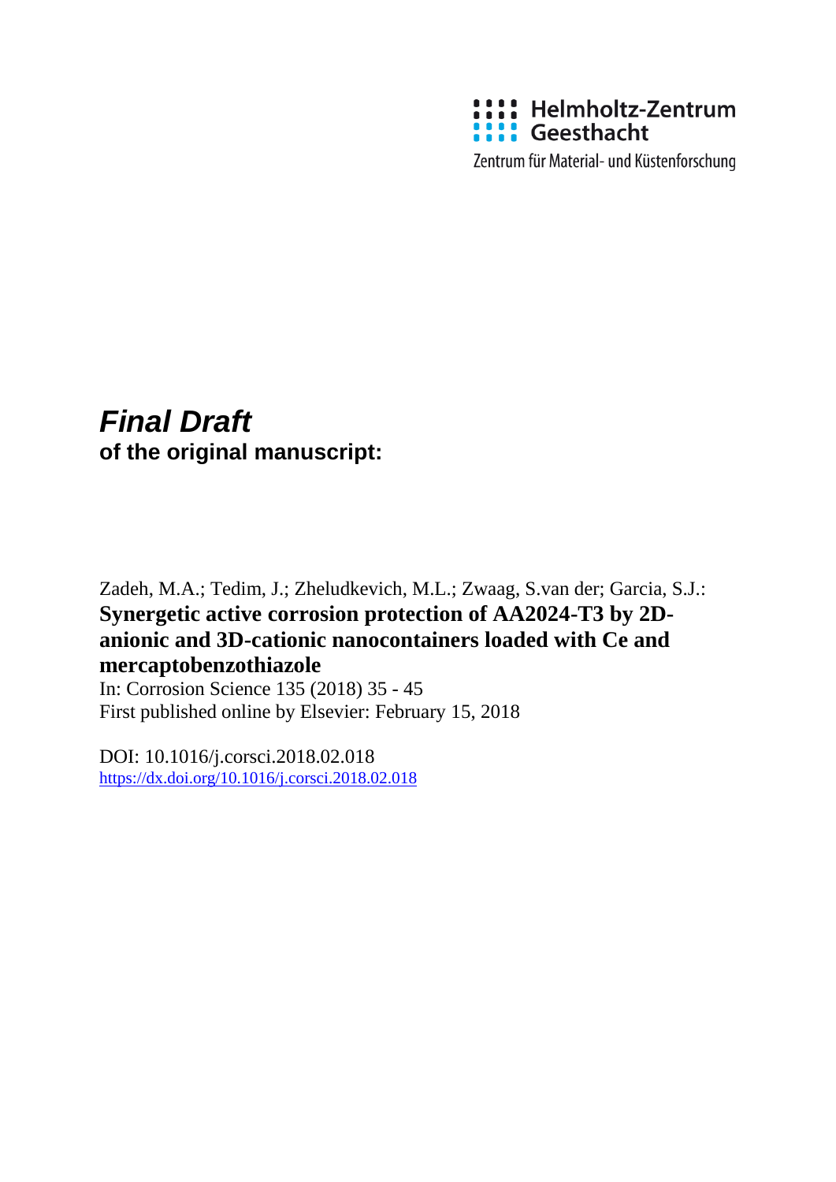Helmholtz-Zentrum Geesthacht

Zentrum für Material- und Küstenforschung

***Final Draft***

**of the original manuscript:**

Zadeh, M.A.; Tedim, J.; Zheludkevich, M.L.; Zwaag, S.van der; Garcia, S.J.:

**Synergetic active corrosion protection of AA2024-T3 by 2D-anionic and 3D-cationic nanocontainers loaded with Ce and mercaptobenzothiazole**

In: Corrosion Science 135 (2018) 35 - 45

First published online by Elsevier: February 15, 2018

DOI: 10.1016/j.corsci.2018.02.018

https://dx.doi.org/10.1016/j.corsci.2018.02.018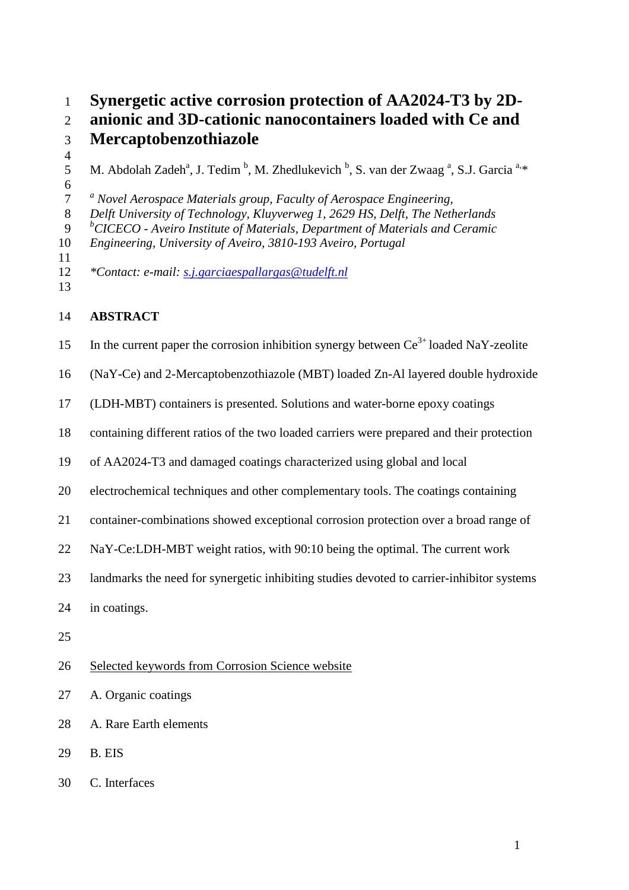# Synergetic active corrosion protection of AA2024-T3 by 2D-anionic and 3D-cationic nanocontainers loaded with Ce and Mercaptobenzothiazole

M. Abdolah Zadeh[a], J. Tedim [b], M. Zhedlukevich [b], S. van der Zwaag [a], S.J. Garcia [a,*]

[a] *Novel Aerospace Materials group, Faculty of Aerospace Engineering, Delft University of Technology, Kluyverweg 1, 2629 HS, Delft, The Netherlands*
[b] *CICECO - Aveiro Institute of Materials, Department of Materials and Ceramic Engineering, University of Aveiro, 3810-193 Aveiro, Portugal*

*\*Contact: e-mail: s.j.garciaespallargas@tudelft.nl*

## ABSTRACT

In the current paper the corrosion inhibition synergy between $Ce^{3+}$ loaded NaY-zeolite (NaY-Ce) and 2-Mercaptobenzothiazole (MBT) loaded Zn-Al layered double hydroxide (LDH-MBT) containers is presented. Solutions and water-borne epoxy coatings containing different ratios of the two loaded carriers were prepared and their protection of AA2024-T3 and damaged coatings characterized using global and local electrochemical techniques and other complementary tools. The coatings containing container-combinations showed exceptional corrosion protection over a broad range of NaY-Ce:LDH-MBT weight ratios, with 90:10 being the optimal. The current work landmarks the need for synergetic inhibiting studies devoted to carrier-inhibitor systems in coatings.

Selected keywords from Corrosion Science website

A. Organic coatings

A. Rare Earth elements

B. EIS

C. Interfaces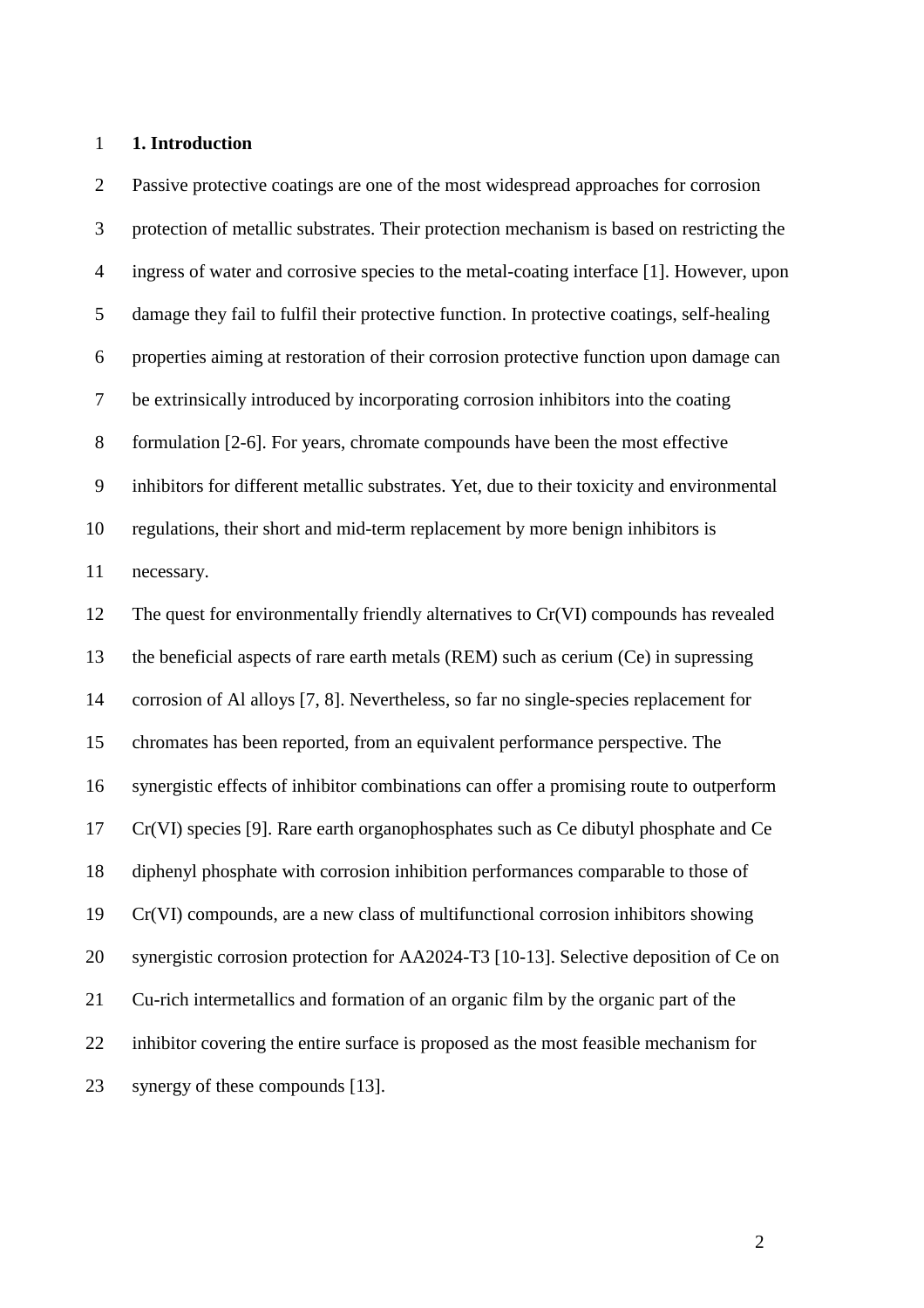# 1. Introduction

Passive protective coatings are one of the most widespread approaches for corrosion protection of metallic substrates. Their protection mechanism is based on restricting the ingress of water and corrosive species to the metal-coating interface [1]. However, upon damage they fail to fulfil their protective function. In protective coatings, self-healing properties aiming at restoration of their corrosion protective function upon damage can be extrinsically introduced by incorporating corrosion inhibitors into the coating formulation [2-6]. For years, chromate compounds have been the most effective inhibitors for different metallic substrates. Yet, due to their toxicity and environmental regulations, their short and mid-term replacement by more benign inhibitors is necessary.

The quest for environmentally friendly alternatives to Cr(VI) compounds has revealed the beneficial aspects of rare earth metals (REM) such as cerium (Ce) in supressing corrosion of Al alloys [7, 8]. Nevertheless, so far no single-species replacement for chromates has been reported, from an equivalent performance perspective. The synergistic effects of inhibitor combinations can offer a promising route to outperform Cr(VI) species [9]. Rare earth organophosphates such as Ce dibutyl phosphate and Ce diphenyl phosphate with corrosion inhibition performances comparable to those of Cr(VI) compounds, are a new class of multifunctional corrosion inhibitors showing synergistic corrosion protection for AA2024-T3 [10-13]. Selective deposition of Ce on Cu-rich intermetallics and formation of an organic film by the organic part of the inhibitor covering the entire surface is proposed as the most feasible mechanism for synergy of these compounds [13].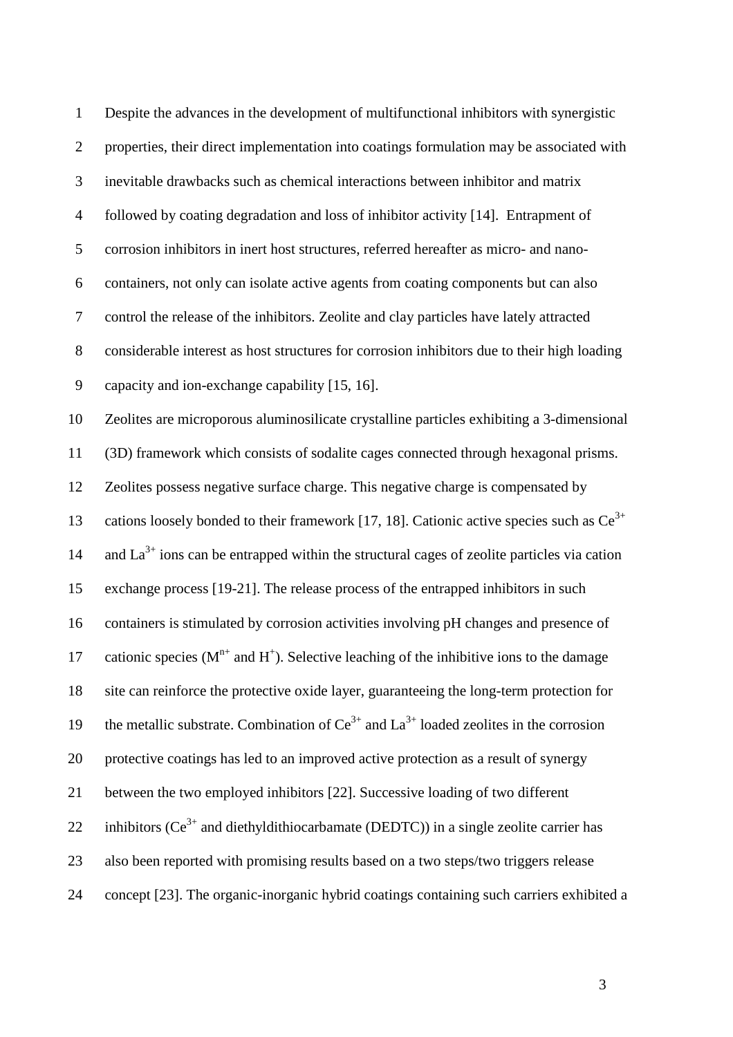Despite the advances in the development of multifunctional inhibitors with synergistic properties, their direct implementation into coatings formulation may be associated with inevitable drawbacks such as chemical interactions between inhibitor and matrix followed by coating degradation and loss of inhibitor activity [14]. Entrapment of corrosion inhibitors in inert host structures, referred hereafter as micro- and nano-containers, not only can isolate active agents from coating components but can also control the release of the inhibitors. Zeolite and clay particles have lately attracted considerable interest as host structures for corrosion inhibitors due to their high loading capacity and ion-exchange capability [15, 16].

Zeolites are microporous aluminosilicate crystalline particles exhibiting a 3-dimensional (3D) framework which consists of sodalite cages connected through hexagonal prisms. Zeolites possess negative surface charge. This negative charge is compensated by cations loosely bonded to their framework [17, 18]. Cationic active species such as $Ce^{3+}$ and $La^{3+}$ ions can be entrapped within the structural cages of zeolite particles via cation exchange process [19-21]. The release process of the entrapped inhibitors in such containers is stimulated by corrosion activities involving pH changes and presence of cationic species ($M^{n+}$ and $H^{+}$). Selective leaching of the inhibitive ions to the damage site can reinforce the protective oxide layer, guaranteeing the long-term protection for the metallic substrate. Combination of $Ce^{3+}$ and $La^{3+}$ loaded zeolites in the corrosion protective coatings has led to an improved active protection as a result of synergy between the two employed inhibitors [22]. Successive loading of two different inhibitors ($Ce^{3+}$ and diethyldithiocarbamate (DEDTC)) in a single zeolite carrier has also been reported with promising results based on a two steps/two triggers release concept [23]. The organic-inorganic hybrid coatings containing such carriers exhibited a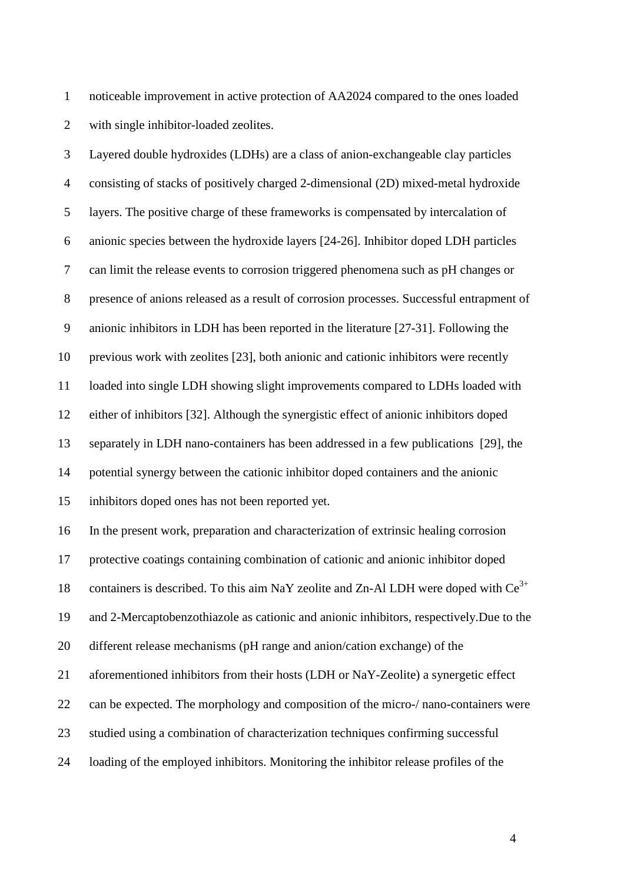noticeable improvement in active protection of AA2024 compared to the ones loaded with single inhibitor-loaded zeolites.

Layered double hydroxides (LDHs) are a class of anion-exchangeable clay particles consisting of stacks of positively charged 2-dimensional (2D) mixed-metal hydroxide layers. The positive charge of these frameworks is compensated by intercalation of anionic species between the hydroxide layers [24-26]. Inhibitor doped LDH particles can limit the release events to corrosion triggered phenomena such as pH changes or presence of anions released as a result of corrosion processes. Successful entrapment of anionic inhibitors in LDH has been reported in the literature [27-31]. Following the previous work with zeolites [23], both anionic and cationic inhibitors were recently loaded into single LDH showing slight improvements compared to LDHs loaded with either of inhibitors [32]. Although the synergistic effect of anionic inhibitors doped separately in LDH nano-containers has been addressed in a few publications [29], the potential synergy between the cationic inhibitor doped containers and the anionic inhibitors doped ones has not been reported yet.

In the present work, preparation and characterization of extrinsic healing corrosion protective coatings containing combination of cationic and anionic inhibitor doped containers is described. To this aim NaY zeolite and Zn-Al LDH were doped with $Ce^{3+}$ and 2-Mercaptobenzothiazole as cationic and anionic inhibitors, respectively.Due to the different release mechanisms (pH range and anion/cation exchange) of the aforementioned inhibitors from their hosts (LDH or NaY-Zeolite) a synergetic effect can be expected. The morphology and composition of the micro-/ nano-containers were studied using a combination of characterization techniques confirming successful loading of the employed inhibitors. Monitoring the inhibitor release profiles of the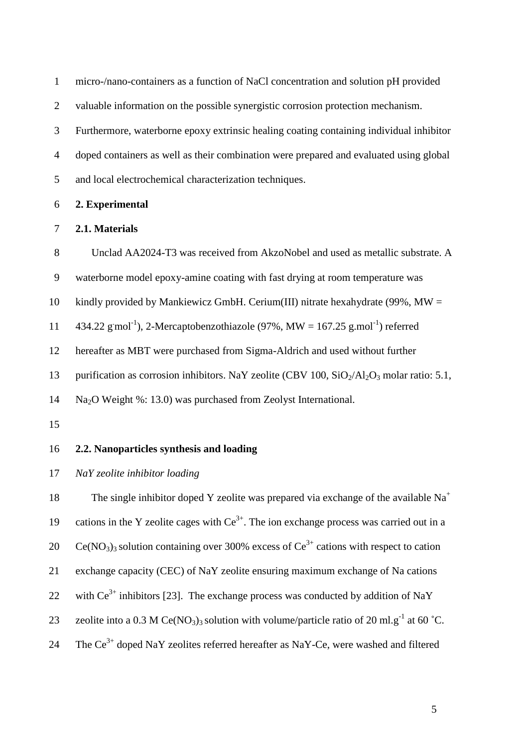micro-/nano-containers as a function of NaCl concentration and solution pH provided valuable information on the possible synergistic corrosion protection mechanism. Furthermore, waterborne epoxy extrinsic healing coating containing individual inhibitor doped containers as well as their combination were prepared and evaluated using global and local electrochemical characterization techniques.

## 2. Experimental

### 2.1. Materials

Unclad AA2024-T3 was received from AkzoNobel and used as metallic substrate. A waterborne model epoxy-amine coating with fast drying at room temperature was kindly provided by Mankiewicz GmbH. Cerium(III) nitrate hexahydrate (99%, MW = 434.22 g.mol$^{-1}$), 2-Mercaptobenzothiazole (97%, MW = 167.25 g.mol$^{-1}$) referred hereafter as MBT were purchased from Sigma-Aldrich and used without further purification as corrosion inhibitors. NaY zeolite (CBV 100, $SiO_2/Al_2O_3$ molar ratio: 5.1, $Na_2O$ Weight %: 13.0) was purchased from Zeolyst International.

### 2.2. Nanoparticles synthesis and loading

*NaY zeolite inhibitor loading*

The single inhibitor doped Y zeolite was prepared via exchange of the available $Na^+$ cations in the Y zeolite cages with $Ce^{3+}$. The ion exchange process was carried out in a $Ce(NO_3)_3$ solution containing over 300% excess of $Ce^{3+}$ cations with respect to cation exchange capacity (CEC) of NaY zeolite ensuring maximum exchange of Na cations with $Ce^{3+}$ inhibitors [23]. The exchange process was conducted by addition of NaY zeolite into a 0.3 M $Ce(NO_3)_3$ solution with volume/particle ratio of 20 ml.g$^{-1}$ at 60 °C. The $Ce^{3+}$ doped NaY zeolites referred hereafter as NaY-Ce, were washed and filtered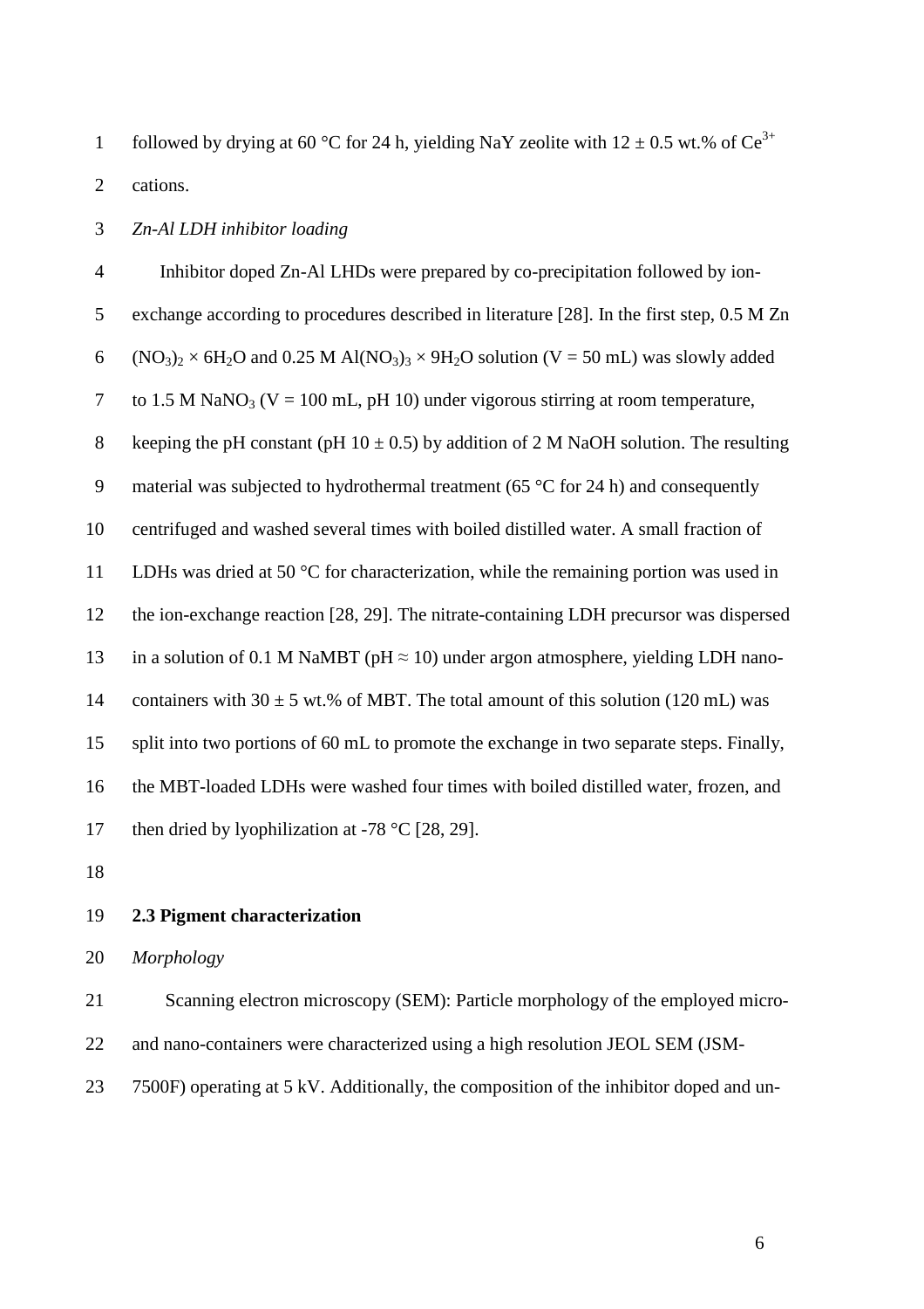followed by drying at 60 °C for 24 h, yielding NaY zeolite with 12 ± 0.5 wt.% of $Ce^{3+}$ cations.

*Zn-Al LDH inhibitor loading*

Inhibitor doped Zn-Al LHDs were prepared by co-precipitation followed by ion-exchange according to procedures described in literature [28]. In the first step, 0.5 M Zn $(NO_3)_2 \times 6H_2O$ and 0.25 M $Al(NO_3)_3 \times 9H_2O$ solution (V = 50 mL) was slowly added to 1.5 M $NaNO_3$ (V = 100 mL, pH 10) under vigorous stirring at room temperature, keeping the pH constant (pH 10 ± 0.5) by addition of 2 M NaOH solution. The resulting material was subjected to hydrothermal treatment (65 °C for 24 h) and consequently centrifuged and washed several times with boiled distilled water. A small fraction of LDHs was dried at 50 °C for characterization, while the remaining portion was used in the ion-exchange reaction [28, 29]. The nitrate-containing LDH precursor was dispersed in a solution of 0.1 M NaMBT (pH ≈ 10) under argon atmosphere, yielding LDH nano-containers with 30 ± 5 wt.% of MBT. The total amount of this solution (120 mL) was split into two portions of 60 mL to promote the exchange in two separate steps. Finally, the MBT-loaded LDHs were washed four times with boiled distilled water, frozen, and then dried by lyophilization at -78 °C [28, 29].

### 2.3 Pigment characterization

*Morphology*

Scanning electron microscopy (SEM): Particle morphology of the employed micro- and nano-containers were characterized using a high resolution JEOL SEM (JSM-7500F) operating at 5 kV. Additionally, the composition of the inhibitor doped and un-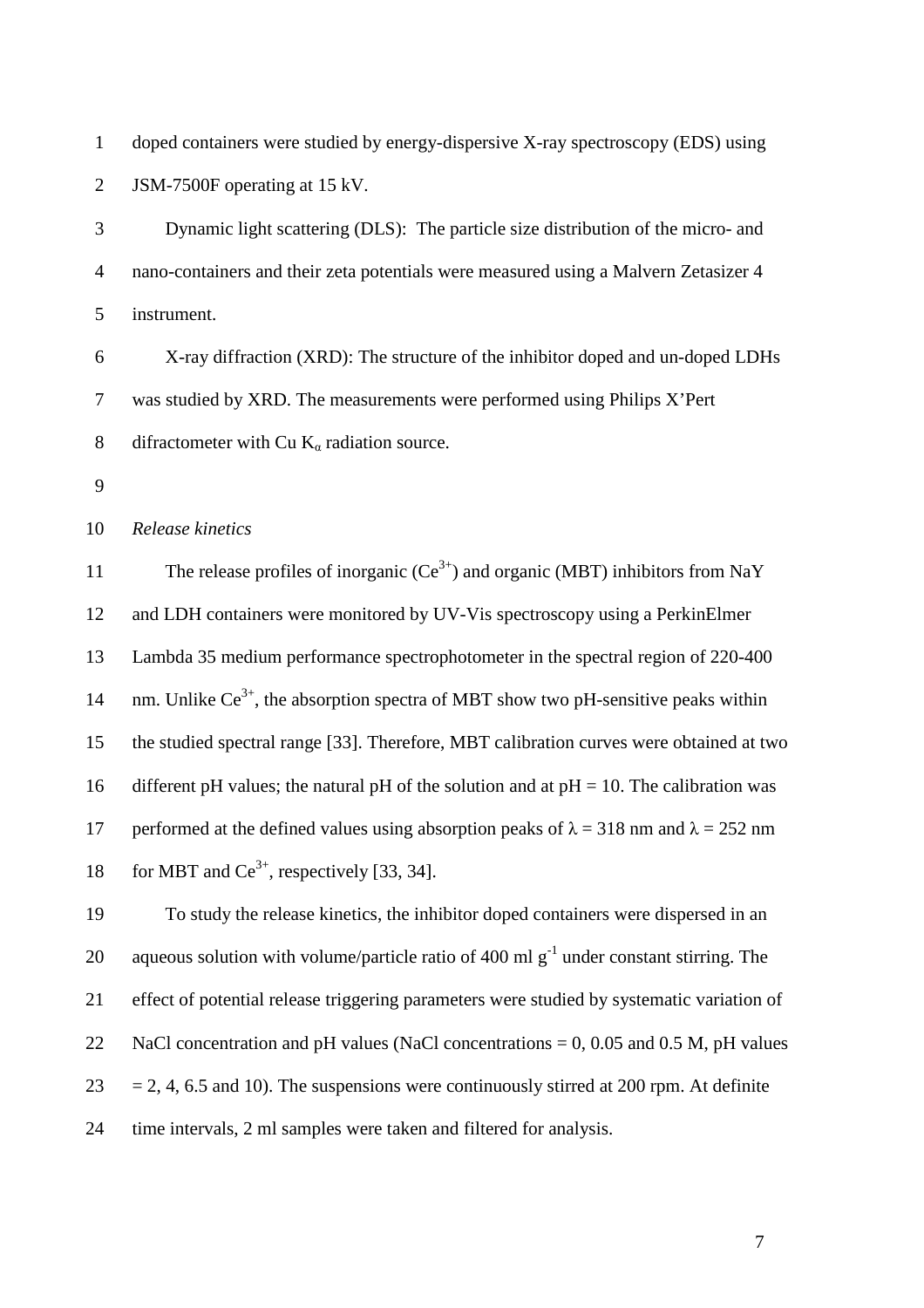doped containers were studied by energy-dispersive X-ray spectroscopy (EDS) using JSM-7500F operating at 15 kV.

Dynamic light scattering (DLS): The particle size distribution of the micro- and nano-containers and their zeta potentials were measured using a Malvern Zetasizer 4 instrument.

X-ray diffraction (XRD): The structure of the inhibitor doped and un-doped LDHs was studied by XRD. The measurements were performed using Philips X'Pert difractometer with Cu $K_\alpha$ radiation source.

*Release kinetics*

The release profiles of inorganic ($Ce^{3+}$) and organic (MBT) inhibitors from NaY and LDH containers were monitored by UV-Vis spectroscopy using a PerkinElmer Lambda 35 medium performance spectrophotometer in the spectral region of 220-400 nm. Unlike $Ce^{3+}$, the absorption spectra of MBT show two pH-sensitive peaks within the studied spectral range [33]. Therefore, MBT calibration curves were obtained at two different pH values; the natural pH of the solution and at pH = 10. The calibration was performed at the defined values using absorption peaks of $\lambda = 318$ nm and $\lambda = 252$ nm for MBT and $Ce^{3+}$, respectively [33, 34].

To study the release kinetics, the inhibitor doped containers were dispersed in an aqueous solution with volume/particle ratio of 400 ml $g^{-1}$ under constant stirring. The effect of potential release triggering parameters were studied by systematic variation of NaCl concentration and pH values (NaCl concentrations = 0, 0.05 and 0.5 M, pH values = 2, 4, 6.5 and 10). The suspensions were continuously stirred at 200 rpm. At definite time intervals, 2 ml samples were taken and filtered for analysis.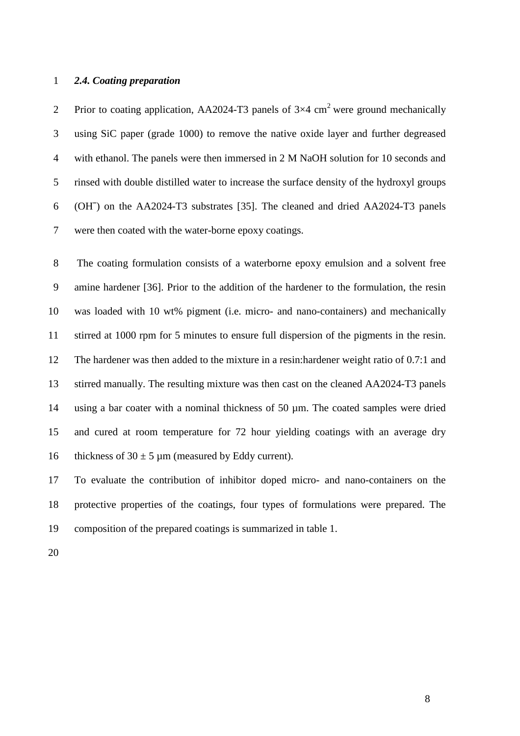### *2.4. Coating preparation*

Prior to coating application, AA2024-T3 panels of 3×4 $cm^2$ were ground mechanically using SiC paper (grade 1000) to remove the native oxide layer and further degreased with ethanol. The panels were then immersed in 2 M NaOH solution for 10 seconds and rinsed with double distilled water to increase the surface density of the hydroxyl groups ($OH^-$) on the AA2024-T3 substrates [35]. The cleaned and dried AA2024-T3 panels were then coated with the water-borne epoxy coatings.

The coating formulation consists of a waterborne epoxy emulsion and a solvent free amine hardener [36]. Prior to the addition of the hardener to the formulation, the resin was loaded with 10 wt% pigment (i.e. micro- and nano-containers) and mechanically stirred at 1000 rpm for 5 minutes to ensure full dispersion of the pigments in the resin. The hardener was then added to the mixture in a resin:hardener weight ratio of 0.7:1 and stirred manually. The resulting mixture was then cast on the cleaned AA2024-T3 panels using a bar coater with a nominal thickness of 50 µm. The coated samples were dried and cured at room temperature for 72 hour yielding coatings with an average dry thickness of 30 ± 5 µm (measured by Eddy current).

To evaluate the contribution of inhibitor doped micro- and nano-containers on the protective properties of the coatings, four types of formulations were prepared. The composition of the prepared coatings is summarized in table 1.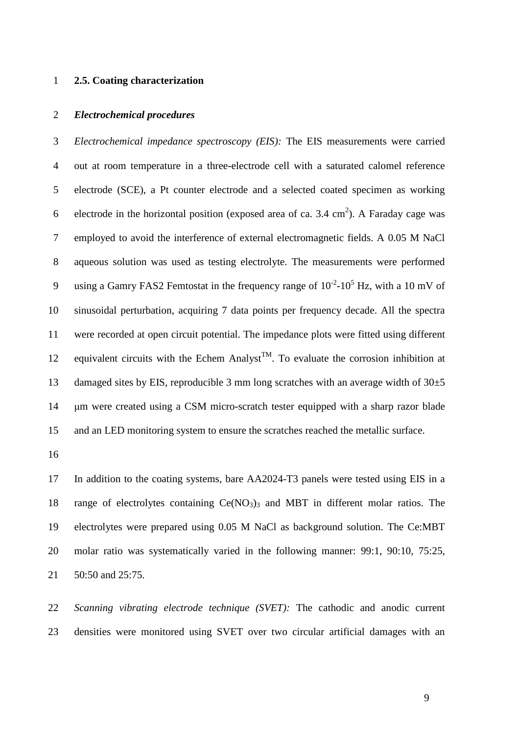## 2.5. Coating characterization

### *Electrochemical procedures*

*Electrochemical impedance spectroscopy (EIS):* The EIS measurements were carried out at room temperature in a three-electrode cell with a saturated calomel reference electrode (SCE), a Pt counter electrode and a selected coated specimen as working electrode in the horizontal position (exposed area of ca. 3.4 $cm^2$). A Faraday cage was employed to avoid the interference of external electromagnetic fields. A 0.05 M NaCl aqueous solution was used as testing electrolyte. The measurements were performed using a Gamry FAS2 Femtostat in the frequency range of $10^{-2}$-$10^{5}$ Hz, with a 10 mV of sinusoidal perturbation, acquiring 7 data points per frequency decade. All the spectra were recorded at open circuit potential. The impedance plots were fitted using different equivalent circuits with the Echem Analyst$^{TM}$. To evaluate the corrosion inhibition at damaged sites by EIS, reproducible 3 mm long scratches with an average width of 30±5 μm were created using a CSM micro-scratch tester equipped with a sharp razor blade and an LED monitoring system to ensure the scratches reached the metallic surface.

In addition to the coating systems, bare AA2024-T3 panels were tested using EIS in a range of electrolytes containing $Ce(NO_3)_3$ and MBT in different molar ratios. The electrolytes were prepared using 0.05 M NaCl as background solution. The Ce:MBT molar ratio was systematically varied in the following manner: 99:1, 90:10, 75:25, 50:50 and 25:75.

*Scanning vibrating electrode technique (SVET):* The cathodic and anodic current densities were monitored using SVET over two circular artificial damages with an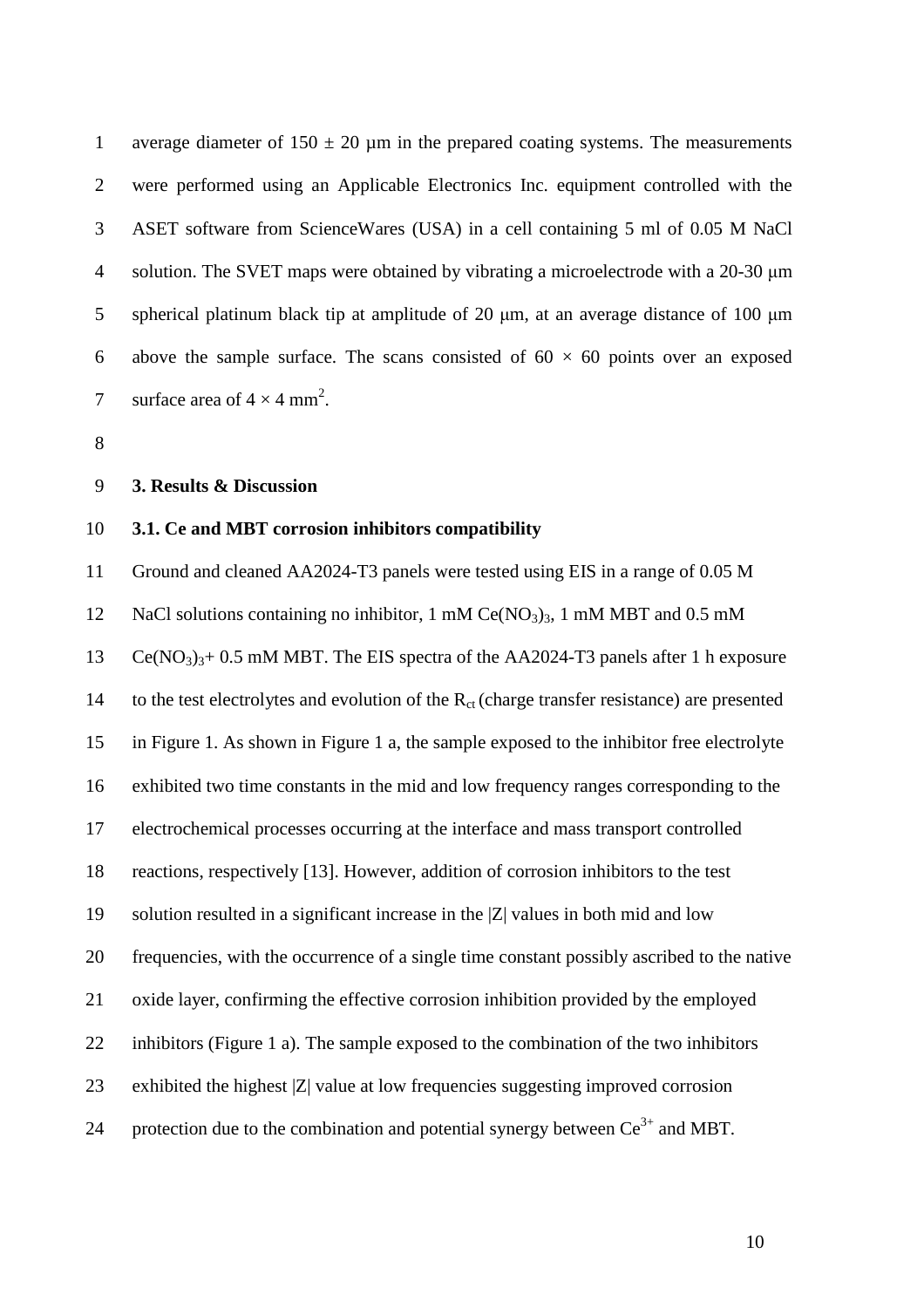average diameter of 150 ± 20 µm in the prepared coating systems. The measurements were performed using an Applicable Electronics Inc. equipment controlled with the ASET software from ScienceWares (USA) in a cell containing 5 ml of 0.05 M NaCl solution. The SVET maps were obtained by vibrating a microelectrode with a 20-30 μm spherical platinum black tip at amplitude of 20 μm, at an average distance of 100 μm above the sample surface. The scans consisted of 60 × 60 points over an exposed surface area of 4 × 4 $mm^2$.

## 3. Results & Discussion

### 3.1. Ce and MBT corrosion inhibitors compatibility

Ground and cleaned AA2024-T3 panels were tested using EIS in a range of 0.05 M NaCl solutions containing no inhibitor, 1 mM $Ce(NO_3)_3$, 1 mM MBT and 0.5 mM $Ce(NO_3)_3$+ 0.5 mM MBT. The EIS spectra of the AA2024-T3 panels after 1 h exposure to the test electrolytes and evolution of the $R_{ct}$ (charge transfer resistance) are presented in Figure 1. As shown in Figure 1 a, the sample exposed to the inhibitor free electrolyte exhibited two time constants in the mid and low frequency ranges corresponding to the electrochemical processes occurring at the interface and mass transport controlled reactions, respectively [13]. However, addition of corrosion inhibitors to the test solution resulted in a significant increase in the |Z| values in both mid and low frequencies, with the occurrence of a single time constant possibly ascribed to the native oxide layer, confirming the effective corrosion inhibition provided by the employed inhibitors (Figure 1 a). The sample exposed to the combination of the two inhibitors exhibited the highest |Z| value at low frequencies suggesting improved corrosion protection due to the combination and potential synergy between $Ce^{3+}$ and MBT.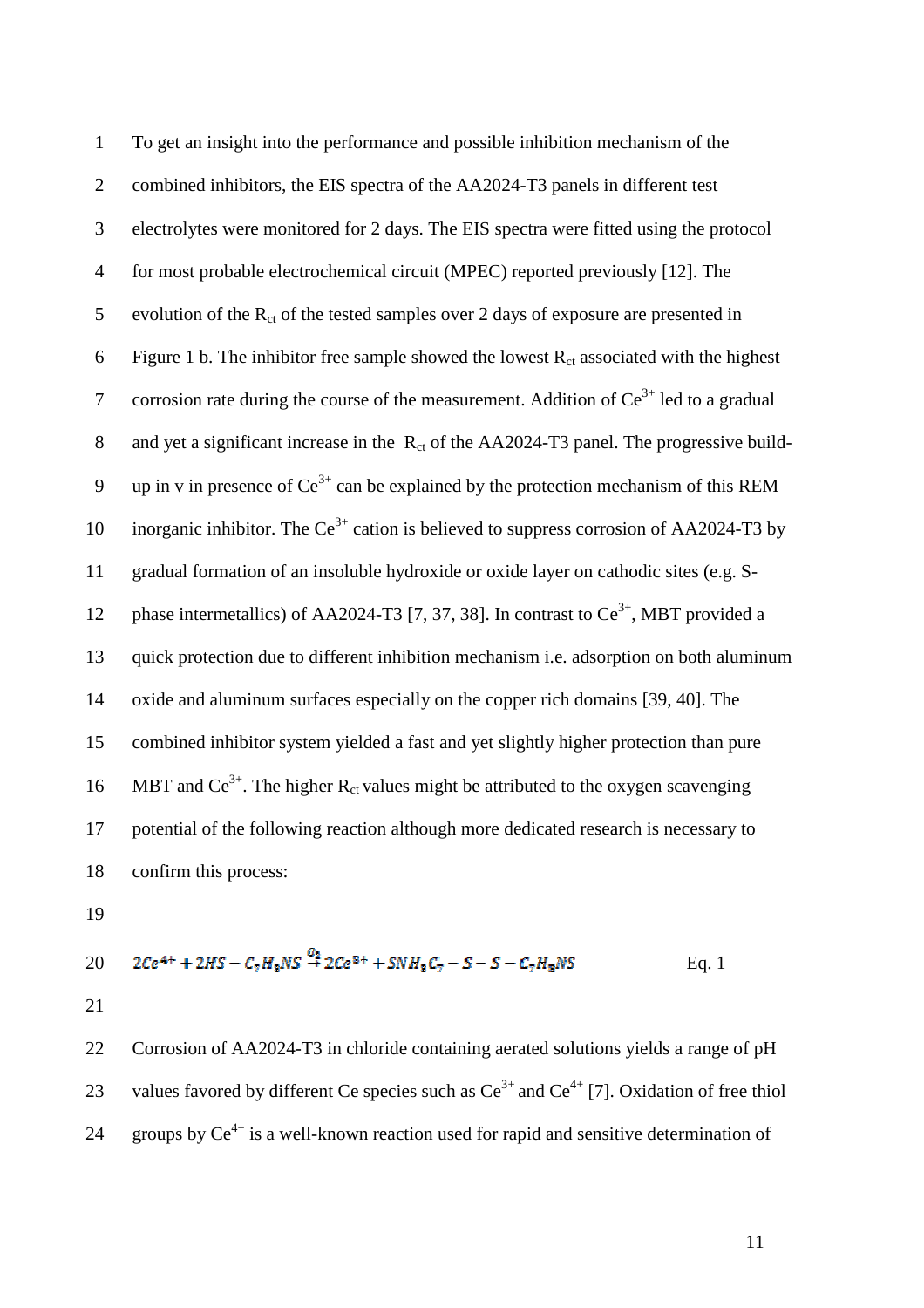To get an insight into the performance and possible inhibition mechanism of the combined inhibitors, the EIS spectra of the AA2024-T3 panels in different test electrolytes were monitored for 2 days. The EIS spectra were fitted using the protocol for most probable electrochemical circuit (MPEC) reported previously [12]. The evolution of the $R_{ct}$ of the tested samples over 2 days of exposure are presented in Figure 1 b. The inhibitor free sample showed the lowest $R_{ct}$ associated with the highest corrosion rate during the course of the measurement. Addition of $Ce^{3+}$ led to a gradual and yet a significant increase in the $R_{ct}$ of the AA2024-T3 panel. The progressive build-up in v in presence of $Ce^{3+}$ can be explained by the protection mechanism of this REM inorganic inhibitor. The $Ce^{3+}$ cation is believed to suppress corrosion of AA2024-T3 by gradual formation of an insoluble hydroxide or oxide layer on cathodic sites (e.g. S-phase intermetallics) of AA2024-T3 [7, 37, 38]. In contrast to $Ce^{3+}$, MBT provided a quick protection due to different inhibition mechanism i.e. adsorption on both aluminum oxide and aluminum surfaces especially on the copper rich domains [39, 40]. The combined inhibitor system yielded a fast and yet slightly higher protection than pure MBT and $Ce^{3+}$. The higher $R_{ct}$ values might be attributed to the oxygen scavenging potential of the following reaction although more dedicated research is necessary to confirm this process:

$$2Ce^{4+} + 2HS - C_7H_4NS \xrightarrow{O_2} 2Ce^{3+} + SNH_4C_7 - S - S - C_7H_4NS \qquad \text{Eq. 1}$$

Corrosion of AA2024-T3 in chloride containing aerated solutions yields a range of pH values favored by different Ce species such as $Ce^{3+}$ and $Ce^{4+}$ [7]. Oxidation of free thiol groups by $Ce^{4+}$ is a well-known reaction used for rapid and sensitive determination of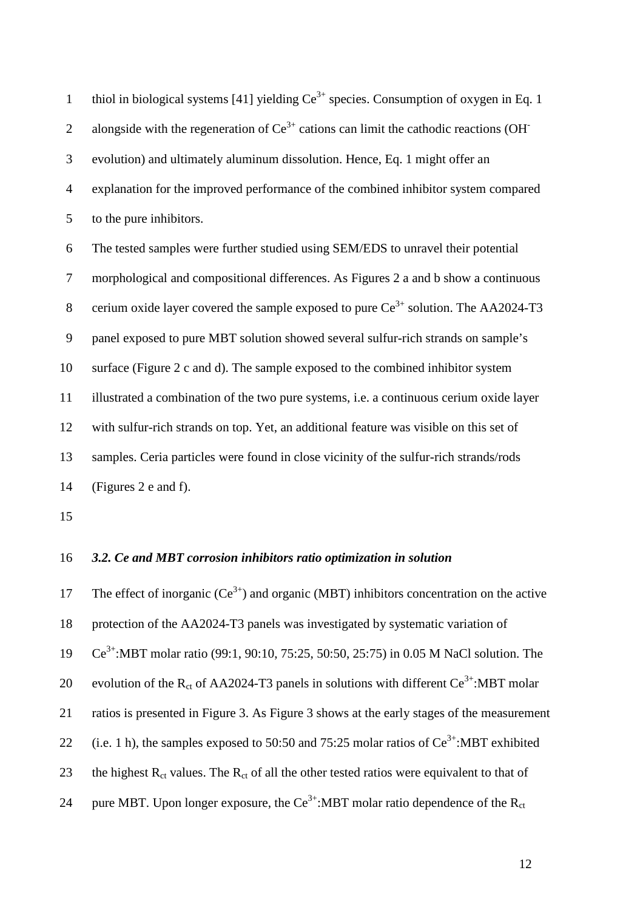thiol in biological systems [41] yielding $Ce^{3+}$ species. Consumption of oxygen in Eq. 1 alongside with the regeneration of $Ce^{3+}$ cations can limit the cathodic reactions ($OH^-$ evolution) and ultimately aluminum dissolution. Hence, Eq. 1 might offer an explanation for the improved performance of the combined inhibitor system compared to the pure inhibitors.

The tested samples were further studied using SEM/EDS to unravel their potential morphological and compositional differences. As Figures 2 a and b show a continuous cerium oxide layer covered the sample exposed to pure $Ce^{3+}$ solution. The AA2024-T3 panel exposed to pure MBT solution showed several sulfur-rich strands on sample's surface (Figure 2 c and d). The sample exposed to the combined inhibitor system illustrated a combination of the two pure systems, i.e. a continuous cerium oxide layer with sulfur-rich strands on top. Yet, an additional feature was visible on this set of samples. Ceria particles were found in close vicinity of the sulfur-rich strands/rods (Figures 2 e and f).

### *3.2. Ce and MBT corrosion inhibitors ratio optimization in solution*

The effect of inorganic ($Ce^{3+}$) and organic (MBT) inhibitors concentration on the active protection of the AA2024-T3 panels was investigated by systematic variation of $Ce^{3+}$:MBT molar ratio (99:1, 90:10, 75:25, 50:50, 25:75) in 0.05 M NaCl solution. The evolution of the $R_{ct}$ of AA2024-T3 panels in solutions with different $Ce^{3+}$:MBT molar ratios is presented in Figure 3. As Figure 3 shows at the early stages of the measurement (i.e. 1 h), the samples exposed to 50:50 and 75:25 molar ratios of $Ce^{3+}$:MBT exhibited the highest $R_{ct}$ values. The $R_{ct}$ of all the other tested ratios were equivalent to that of pure MBT. Upon longer exposure, the $Ce^{3+}$:MBT molar ratio dependence of the $R_{ct}$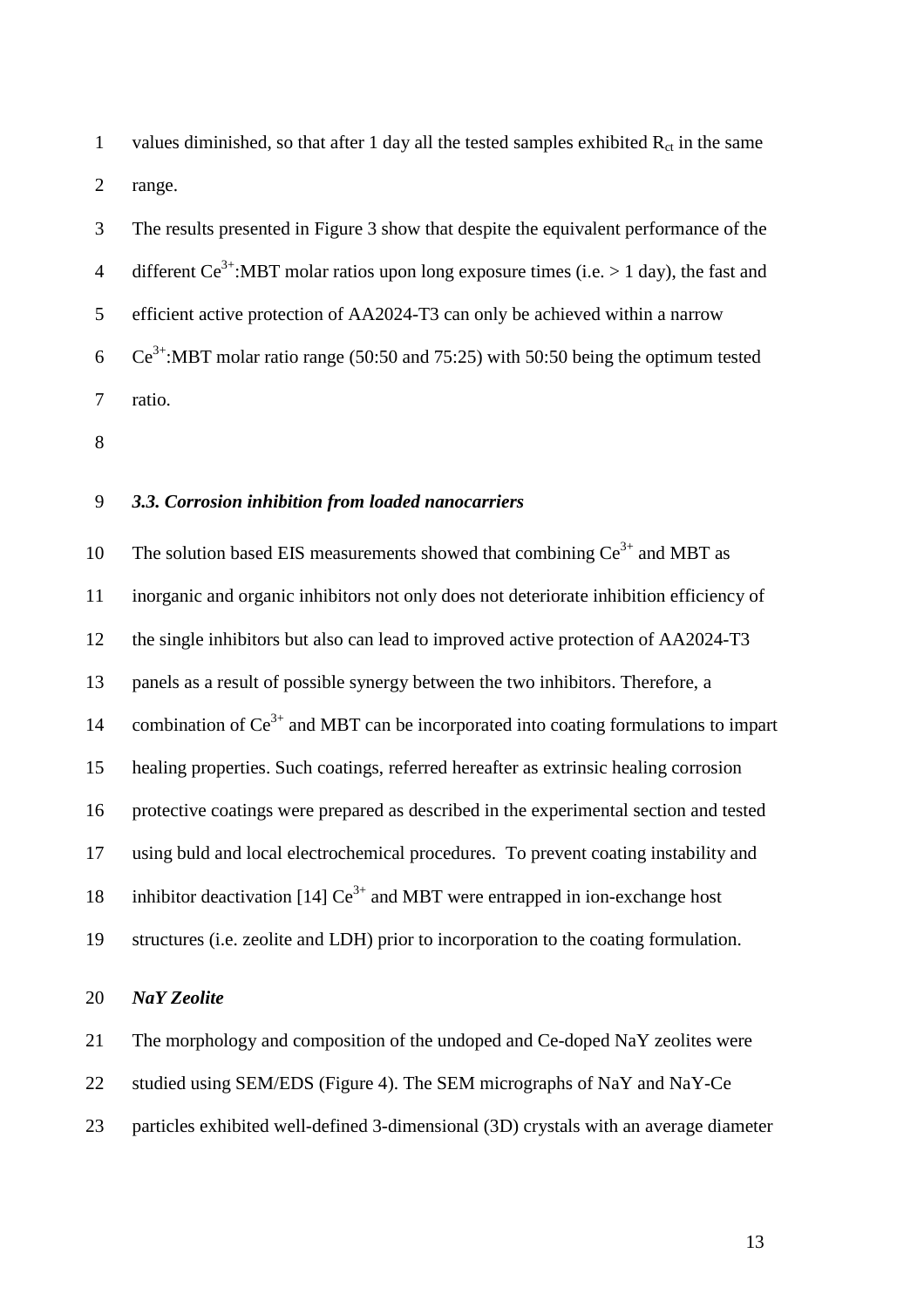values diminished, so that after 1 day all the tested samples exhibited $R_{ct}$ in the same range.

The results presented in Figure 3 show that despite the equivalent performance of the different $Ce^{3+}$:MBT molar ratios upon long exposure times (i.e. > 1 day), the fast and efficient active protection of AA2024-T3 can only be achieved within a narrow $Ce^{3+}$:MBT molar ratio range (50:50 and 75:25) with 50:50 being the optimum tested ratio.

### *3.3. Corrosion inhibition from loaded nanocarriers*

The solution based EIS measurements showed that combining $Ce^{3+}$ and MBT as inorganic and organic inhibitors not only does not deteriorate inhibition efficiency of the single inhibitors but also can lead to improved active protection of AA2024-T3 panels as a result of possible synergy between the two inhibitors. Therefore, a combination of $Ce^{3+}$ and MBT can be incorporated into coating formulations to impart healing properties. Such coatings, referred hereafter as extrinsic healing corrosion protective coatings were prepared as described in the experimental section and tested using buld and local electrochemical procedures. To prevent coating instability and inhibitor deactivation [14] $Ce^{3+}$ and MBT were entrapped in ion-exchange host structures (i.e. zeolite and LDH) prior to incorporation to the coating formulation.

#### *NaY Zeolite*

The morphology and composition of the undoped and Ce-doped NaY zeolites were studied using SEM/EDS (Figure 4). The SEM micrographs of NaY and NaY-Ce particles exhibited well-defined 3-dimensional (3D) crystals with an average diameter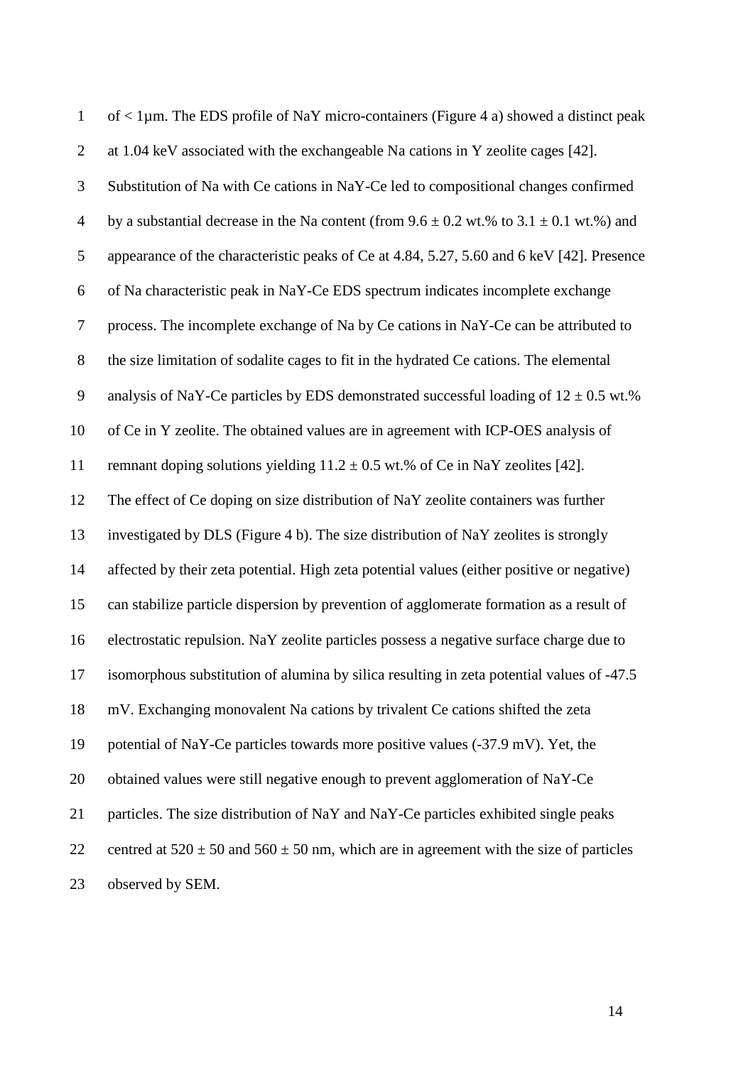of < 1μm. The EDS profile of NaY micro-containers (Figure 4 a) showed a distinct peak at 1.04 keV associated with the exchangeable Na cations in Y zeolite cages [42]. Substitution of Na with Ce cations in NaY-Ce led to compositional changes confirmed by a substantial decrease in the Na content (from $9.6 \pm 0.2$ wt.% to $3.1 \pm 0.1$ wt.%) and appearance of the characteristic peaks of Ce at 4.84, 5.27, 5.60 and 6 keV [42]. Presence of Na characteristic peak in NaY-Ce EDS spectrum indicates incomplete exchange process. The incomplete exchange of Na by Ce cations in NaY-Ce can be attributed to the size limitation of sodalite cages to fit in the hydrated Ce cations. The elemental analysis of NaY-Ce particles by EDS demonstrated successful loading of $12 \pm 0.5$ wt.% of Ce in Y zeolite. The obtained values are in agreement with ICP-OES analysis of remnant doping solutions yielding $11.2 \pm 0.5$ wt.% of Ce in NaY zeolites [42].

The effect of Ce doping on size distribution of NaY zeolite containers was further investigated by DLS (Figure 4 b). The size distribution of NaY zeolites is strongly affected by their zeta potential. High zeta potential values (either positive or negative) can stabilize particle dispersion by prevention of agglomerate formation as a result of electrostatic repulsion. NaY zeolite particles possess a negative surface charge due to isomorphous substitution of alumina by silica resulting in zeta potential values of -47.5 mV. Exchanging monovalent Na cations by trivalent Ce cations shifted the zeta potential of NaY-Ce particles towards more positive values (-37.9 mV). Yet, the obtained values were still negative enough to prevent agglomeration of NaY-Ce particles. The size distribution of NaY and NaY-Ce particles exhibited single peaks centred at $520 \pm 50$ and $560 \pm 50$ nm, which are in agreement with the size of particles observed by SEM.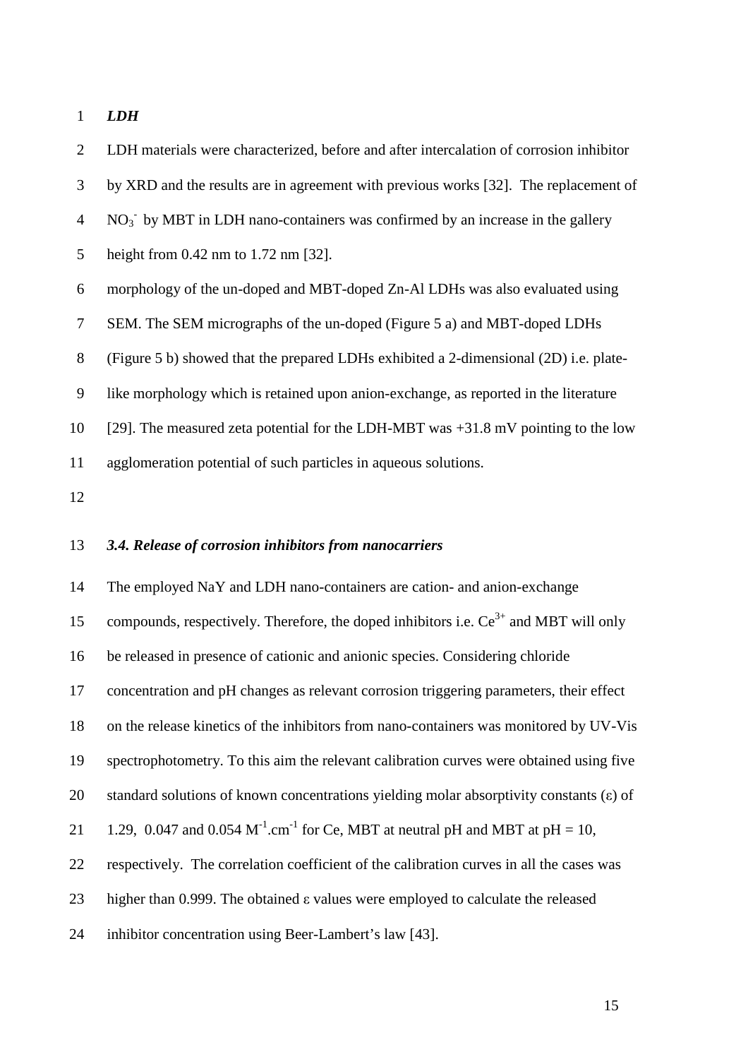*LDH*

LDH materials were characterized, before and after intercalation of corrosion inhibitor by XRD and the results are in agreement with previous works [32]. The replacement of $NO_3^-$ by MBT in LDH nano-containers was confirmed by an increase in the gallery height from 0.42 nm to 1.72 nm [32].

morphology of the un-doped and MBT-doped Zn-Al LDHs was also evaluated using SEM. The SEM micrographs of the un-doped (Figure 5 a) and MBT-doped LDHs (Figure 5 b) showed that the prepared LDHs exhibited a 2-dimensional (2D) i.e. plate-like morphology which is retained upon anion-exchange, as reported in the literature [29]. The measured zeta potential for the LDH-MBT was +31.8 mV pointing to the low agglomeration potential of such particles in aqueous solutions.

### *3.4. Release of corrosion inhibitors from nanocarriers*

The employed NaY and LDH nano-containers are cation- and anion-exchange compounds, respectively. Therefore, the doped inhibitors i.e. $Ce^{3+}$ and MBT will only be released in presence of cationic and anionic species. Considering chloride concentration and pH changes as relevant corrosion triggering parameters, their effect on the release kinetics of the inhibitors from nano-containers was monitored by UV-Vis spectrophotometry. To this aim the relevant calibration curves were obtained using five standard solutions of known concentrations yielding molar absorptivity constants ($\varepsilon$) of 1.29, 0.047 and 0.054 $M^{-1}.cm^{-1}$ for Ce, MBT at neutral pH and MBT at pH = 10, respectively. The correlation coefficient of the calibration curves in all the cases was higher than 0.999. The obtained $\varepsilon$ values were employed to calculate the released inhibitor concentration using Beer-Lambert's law [43].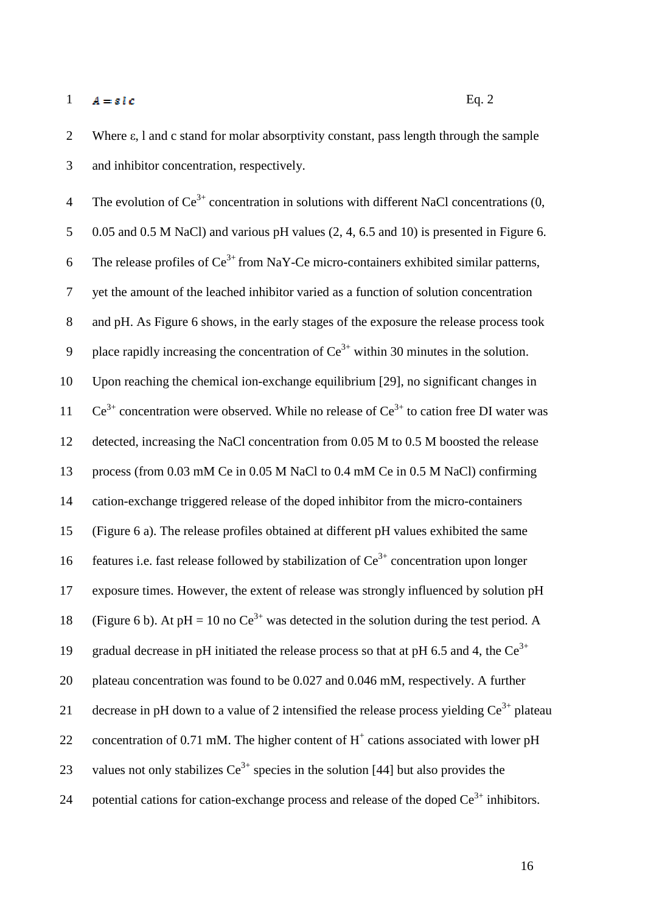$$A = \varepsilon l c \qquad \text{Eq. 2}$$

Where ε, l and c stand for molar absorptivity constant, pass length through the sample and inhibitor concentration, respectively.

The evolution of $Ce^{3+}$ concentration in solutions with different NaCl concentrations (0, 0.05 and 0.5 M NaCl) and various pH values (2, 4, 6.5 and 10) is presented in Figure 6. The release profiles of $Ce^{3+}$ from NaY-Ce micro-containers exhibited similar patterns, yet the amount of the leached inhibitor varied as a function of solution concentration and pH. As Figure 6 shows, in the early stages of the exposure the release process took place rapidly increasing the concentration of $Ce^{3+}$ within 30 minutes in the solution. Upon reaching the chemical ion-exchange equilibrium [29], no significant changes in $Ce^{3+}$ concentration were observed. While no release of $Ce^{3+}$ to cation free DI water was detected, increasing the NaCl concentration from 0.05 M to 0.5 M boosted the release process (from 0.03 mM Ce in 0.05 M NaCl to 0.4 mM Ce in 0.5 M NaCl) confirming cation-exchange triggered release of the doped inhibitor from the micro-containers (Figure 6 a). The release profiles obtained at different pH values exhibited the same features i.e. fast release followed by stabilization of $Ce^{3+}$ concentration upon longer exposure times. However, the extent of release was strongly influenced by solution pH (Figure 6 b). At pH = 10 no $Ce^{3+}$ was detected in the solution during the test period. A gradual decrease in pH initiated the release process so that at pH 6.5 and 4, the $Ce^{3+}$ plateau concentration was found to be 0.027 and 0.046 mM, respectively. A further decrease in pH down to a value of 2 intensified the release process yielding $Ce^{3+}$ plateau concentration of 0.71 mM. The higher content of $H^+$ cations associated with lower pH values not only stabilizes $Ce^{3+}$ species in the solution [44] but also provides the potential cations for cation-exchange process and release of the doped $Ce^{3+}$ inhibitors.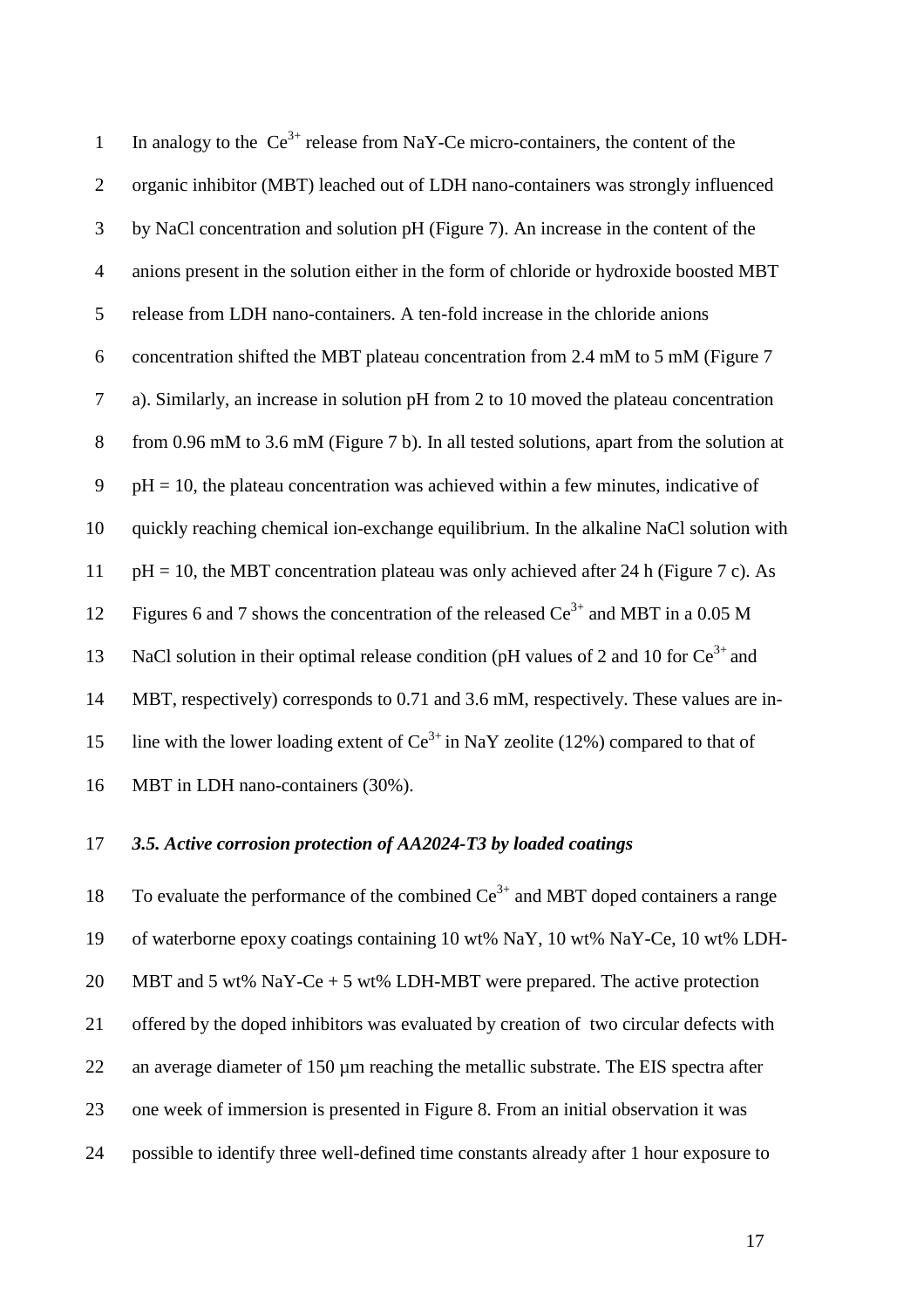In analogy to the $Ce^{3+}$ release from NaY-Ce micro-containers, the content of the organic inhibitor (MBT) leached out of LDH nano-containers was strongly influenced by NaCl concentration and solution pH (Figure 7). An increase in the content of the anions present in the solution either in the form of chloride or hydroxide boosted MBT release from LDH nano-containers. A ten-fold increase in the chloride anions concentration shifted the MBT plateau concentration from 2.4 mM to 5 mM (Figure 7 a). Similarly, an increase in solution pH from 2 to 10 moved the plateau concentration from 0.96 mM to 3.6 mM (Figure 7 b). In all tested solutions, apart from the solution at pH = 10, the plateau concentration was achieved within a few minutes, indicative of quickly reaching chemical ion-exchange equilibrium. In the alkaline NaCl solution with pH = 10, the MBT concentration plateau was only achieved after 24 h (Figure 7 c). As Figures 6 and 7 shows the concentration of the released $Ce^{3+}$ and MBT in a 0.05 M NaCl solution in their optimal release condition (pH values of 2 and 10 for $Ce^{3+}$ and MBT, respectively) corresponds to 0.71 and 3.6 mM, respectively. These values are in-line with the lower loading extent of $Ce^{3+}$ in NaY zeolite (12%) compared to that of MBT in LDH nano-containers (30%).

### *3.5. Active corrosion protection of AA2024-T3 by loaded coatings*

To evaluate the performance of the combined $Ce^{3+}$ and MBT doped containers a range of waterborne epoxy coatings containing 10 wt% NaY, 10 wt% NaY-Ce, 10 wt% LDH-MBT and 5 wt% NaY-Ce + 5 wt% LDH-MBT were prepared. The active protection offered by the doped inhibitors was evaluated by creation of two circular defects with an average diameter of 150 µm reaching the metallic substrate. The EIS spectra after one week of immersion is presented in Figure 8. From an initial observation it was possible to identify three well-defined time constants already after 1 hour exposure to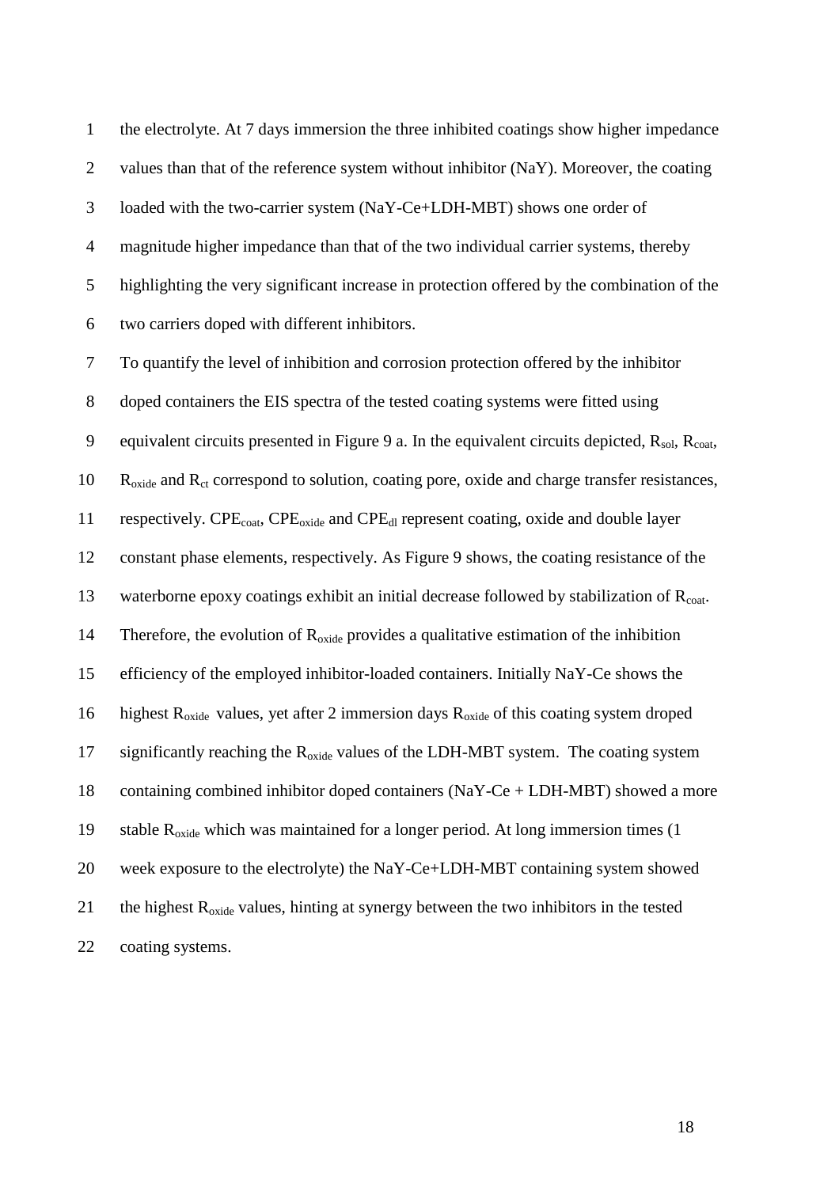the electrolyte. At 7 days immersion the three inhibited coatings show higher impedance values than that of the reference system without inhibitor (NaY). Moreover, the coating loaded with the two-carrier system (NaY-Ce+LDH-MBT) shows one order of magnitude higher impedance than that of the two individual carrier systems, thereby highlighting the very significant increase in protection offered by the combination of the two carriers doped with different inhibitors.

To quantify the level of inhibition and corrosion protection offered by the inhibitor doped containers the EIS spectra of the tested coating systems were fitted using equivalent circuits presented in Figure 9 a. In the equivalent circuits depicted, $R_{sol}$, $R_{coat}$, $R_{oxide}$ and $R_{ct}$ correspond to solution, coating pore, oxide and charge transfer resistances, respectively. $CPE_{coat}$, $CPE_{oxide}$ and $CPE_{dl}$ represent coating, oxide and double layer constant phase elements, respectively. As Figure 9 shows, the coating resistance of the waterborne epoxy coatings exhibit an initial decrease followed by stabilization of $R_{coat}$. Therefore, the evolution of $R_{oxide}$ provides a qualitative estimation of the inhibition efficiency of the employed inhibitor-loaded containers. Initially NaY-Ce shows the highest $R_{oxide}$ values, yet after 2 immersion days $R_{oxide}$ of this coating system droped significantly reaching the $R_{oxide}$ values of the LDH-MBT system. The coating system containing combined inhibitor doped containers (NaY-Ce + LDH-MBT) showed a more stable $R_{oxide}$ which was maintained for a longer period. At long immersion times (1 week exposure to the electrolyte) the NaY-Ce+LDH-MBT containing system showed the highest $R_{oxide}$ values, hinting at synergy between the two inhibitors in the tested coating systems.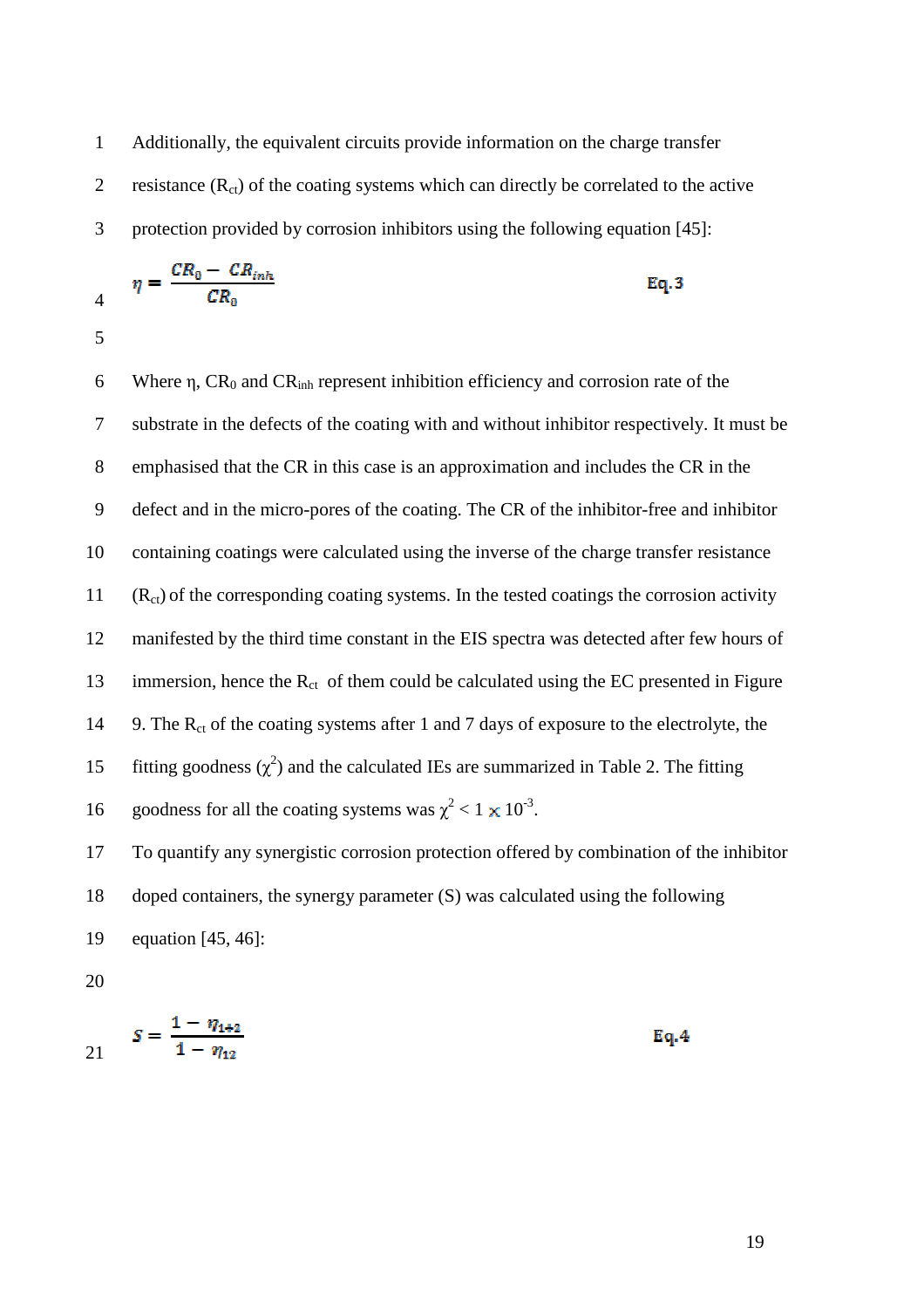Additionally, the equivalent circuits provide information on the charge transfer resistance ($R_{ct}$) of the coating systems which can directly be correlated to the active protection provided by corrosion inhibitors using the following equation [45]:

$$\eta = \frac{CR_0 - CR_{inh}}{CR_0} \qquad \textbf{Eq.3}$$

Where η, $CR_0$ and $CR_{inh}$ represent inhibition efficiency and corrosion rate of the substrate in the defects of the coating with and without inhibitor respectively. It must be emphasised that the CR in this case is an approximation and includes the CR in the defect and in the micro-pores of the coating. The CR of the inhibitor-free and inhibitor containing coatings were calculated using the inverse of the charge transfer resistance ($R_{ct}$) of the corresponding coating systems. In the tested coatings the corrosion activity manifested by the third time constant in the EIS spectra was detected after few hours of immersion, hence the $R_{ct}$ of them could be calculated using the EC presented in Figure 9. The $R_{ct}$ of the coating systems after 1 and 7 days of exposure to the electrolyte, the fitting goodness ($\chi^2$) and the calculated IEs are summarized in Table 2. The fitting goodness for all the coating systems was $\chi^2 < 1 \times 10^{-3}$.

To quantify any synergistic corrosion protection offered by combination of the inhibitor doped containers, the synergy parameter (S) was calculated using the following equation [45, 46]:

$$S = \frac{1 - \eta_{1+2}}{1 - \eta_{12}} \qquad \textbf{Eq.4}$$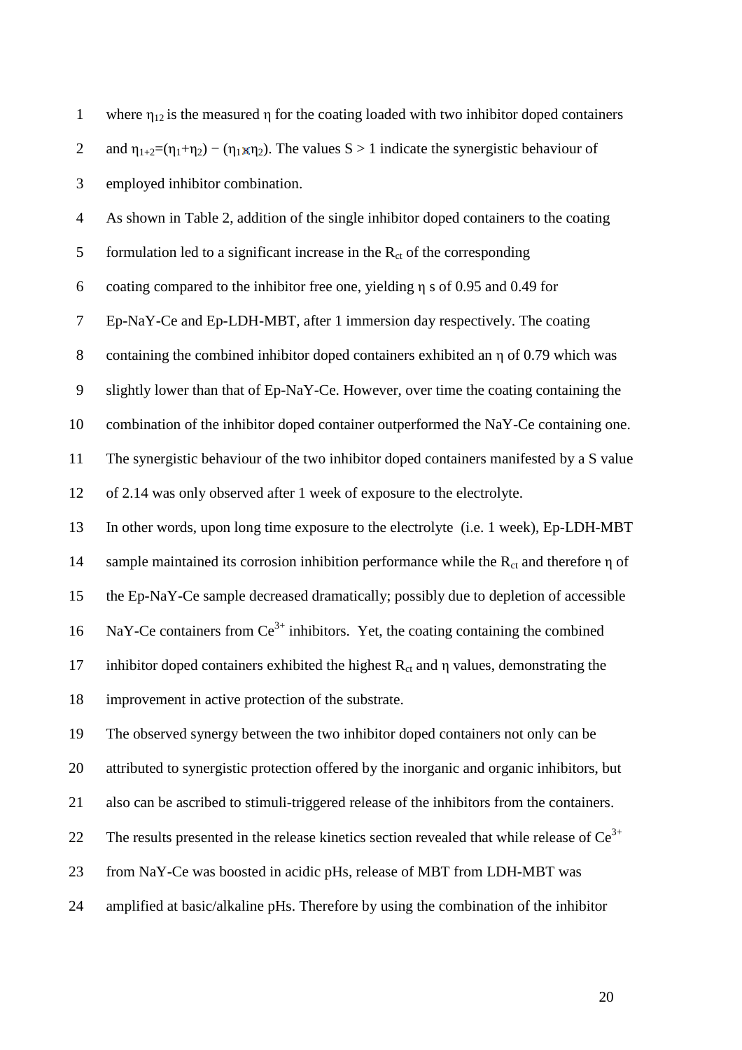where $\eta_{12}$ is the measured $\eta$ for the coating loaded with two inhibitor doped containers and $\eta_{1+2}=(\eta_1+\eta_2) - (\eta_1 \times \eta_2)$. The values $S > 1$ indicate the synergistic behaviour of employed inhibitor combination.

As shown in Table 2, addition of the single inhibitor doped containers to the coating formulation led to a significant increase in the $R_{ct}$ of the corresponding coating compared to the inhibitor free one, yielding $\eta$ s of 0.95 and 0.49 for Ep-NaY-Ce and Ep-LDH-MBT, after 1 immersion day respectively. The coating containing the combined inhibitor doped containers exhibited an $\eta$ of 0.79 which was slightly lower than that of Ep-NaY-Ce. However, over time the coating containing the combination of the inhibitor doped container outperformed the NaY-Ce containing one. The synergistic behaviour of the two inhibitor doped containers manifested by a S value of 2.14 was only observed after 1 week of exposure to the electrolyte.

In other words, upon long time exposure to the electrolyte (i.e. 1 week), Ep-LDH-MBT sample maintained its corrosion inhibition performance while the $R_{ct}$ and therefore $\eta$ of the Ep-NaY-Ce sample decreased dramatically; possibly due to depletion of accessible NaY-Ce containers from $Ce^{3+}$ inhibitors. Yet, the coating containing the combined inhibitor doped containers exhibited the highest $R_{ct}$ and $\eta$ values, demonstrating the improvement in active protection of the substrate.

The observed synergy between the two inhibitor doped containers not only can be attributed to synergistic protection offered by the inorganic and organic inhibitors, but also can be ascribed to stimuli-triggered release of the inhibitors from the containers. The results presented in the release kinetics section revealed that while release of $Ce^{3+}$ from NaY-Ce was boosted in acidic pHs, release of MBT from LDH-MBT was amplified at basic/alkaline pHs. Therefore by using the combination of the inhibitor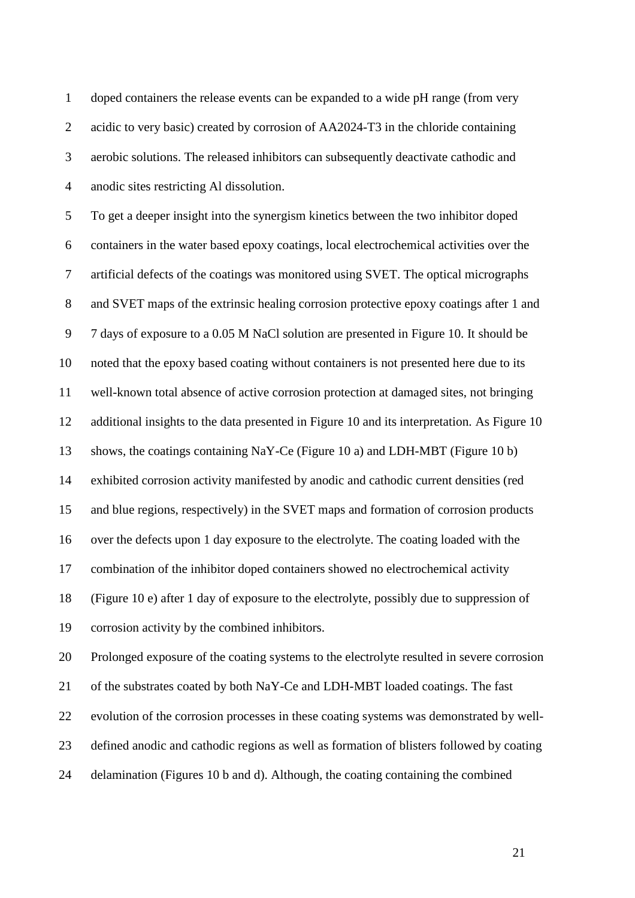doped containers the release events can be expanded to a wide pH range (from very acidic to very basic) created by corrosion of AA2024-T3 in the chloride containing aerobic solutions. The released inhibitors can subsequently deactivate cathodic and anodic sites restricting Al dissolution.

To get a deeper insight into the synergism kinetics between the two inhibitor doped containers in the water based epoxy coatings, local electrochemical activities over the artificial defects of the coatings was monitored using SVET. The optical micrographs and SVET maps of the extrinsic healing corrosion protective epoxy coatings after 1 and 7 days of exposure to a 0.05 M NaCl solution are presented in Figure 10. It should be noted that the epoxy based coating without containers is not presented here due to its well-known total absence of active corrosion protection at damaged sites, not bringing additional insights to the data presented in Figure 10 and its interpretation. As Figure 10 shows, the coatings containing NaY-Ce (Figure 10 a) and LDH-MBT (Figure 10 b) exhibited corrosion activity manifested by anodic and cathodic current densities (red and blue regions, respectively) in the SVET maps and formation of corrosion products over the defects upon 1 day exposure to the electrolyte. The coating loaded with the combination of the inhibitor doped containers showed no electrochemical activity (Figure 10 e) after 1 day of exposure to the electrolyte, possibly due to suppression of corrosion activity by the combined inhibitors.

Prolonged exposure of the coating systems to the electrolyte resulted in severe corrosion of the substrates coated by both NaY-Ce and LDH-MBT loaded coatings. The fast evolution of the corrosion processes in these coating systems was demonstrated by well-defined anodic and cathodic regions as well as formation of blisters followed by coating delamination (Figures 10 b and d). Although, the coating containing the combined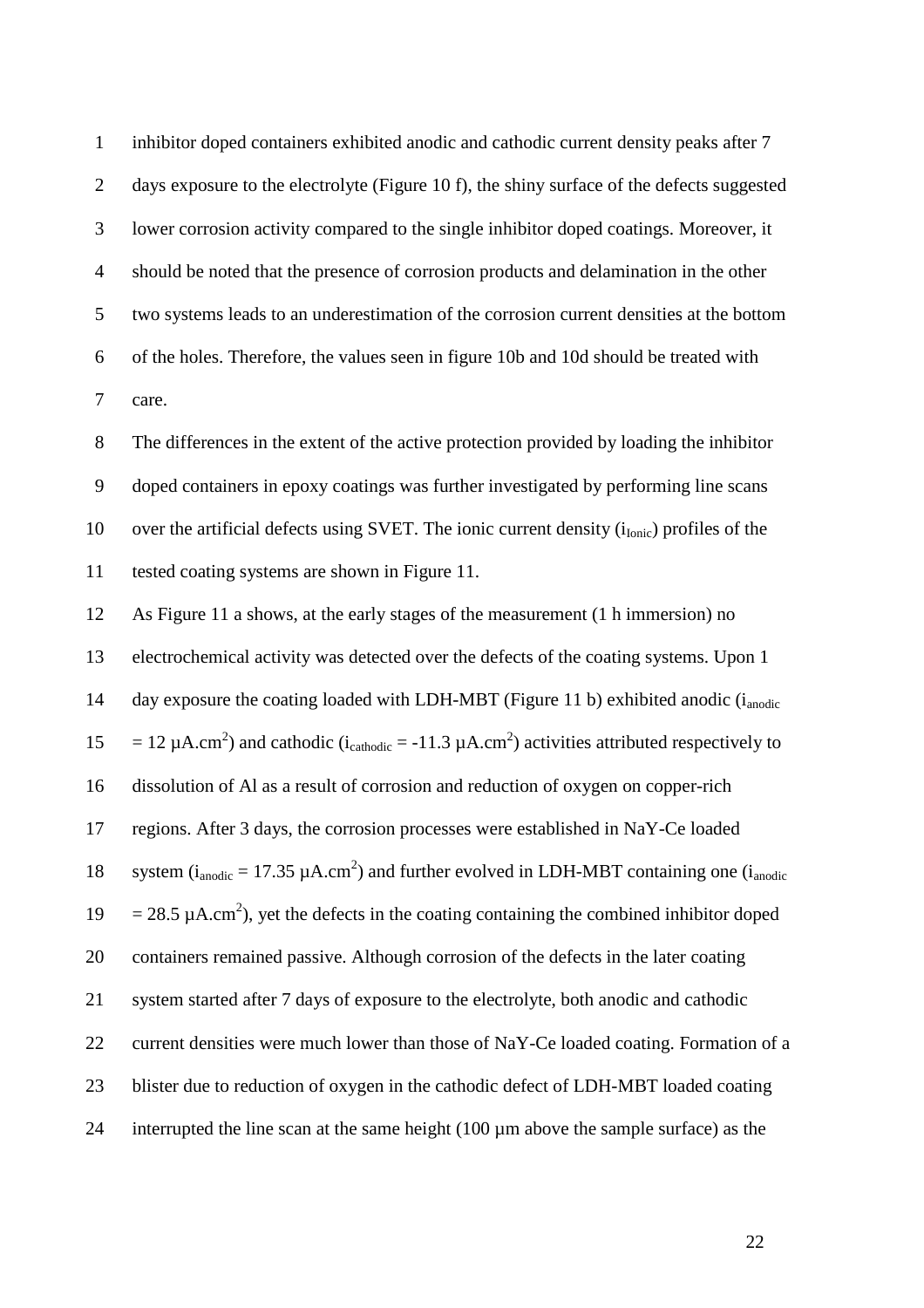inhibitor doped containers exhibited anodic and cathodic current density peaks after 7 days exposure to the electrolyte (Figure 10 f), the shiny surface of the defects suggested lower corrosion activity compared to the single inhibitor doped coatings. Moreover, it should be noted that the presence of corrosion products and delamination in the other two systems leads to an underestimation of the corrosion current densities at the bottom of the holes. Therefore, the values seen in figure 10b and 10d should be treated with care.

The differences in the extent of the active protection provided by loading the inhibitor doped containers in epoxy coatings was further investigated by performing line scans over the artificial defects using SVET. The ionic current density ($i_{Ionic}$) profiles of the tested coating systems are shown in Figure 11.

As Figure 11 a shows, at the early stages of the measurement (1 h immersion) no electrochemical activity was detected over the defects of the coating systems. Upon 1 day exposure the coating loaded with LDH-MBT (Figure 11 b) exhibited anodic ($i_{anodic}$ = 12 µA.cm$^2$) and cathodic ($i_{cathodic}$ = -11.3 µA.cm$^2$) activities attributed respectively to dissolution of Al as a result of corrosion and reduction of oxygen on copper-rich regions. After 3 days, the corrosion processes were established in NaY-Ce loaded system ($i_{anodic}$ = 17.35 µA.cm$^2$) and further evolved in LDH-MBT containing one ($i_{anodic}$ = 28.5 µA.cm$^2$), yet the defects in the coating containing the combined inhibitor doped containers remained passive. Although corrosion of the defects in the later coating system started after 7 days of exposure to the electrolyte, both anodic and cathodic current densities were much lower than those of NaY-Ce loaded coating. Formation of a blister due to reduction of oxygen in the cathodic defect of LDH-MBT loaded coating interrupted the line scan at the same height (100 µm above the sample surface) as the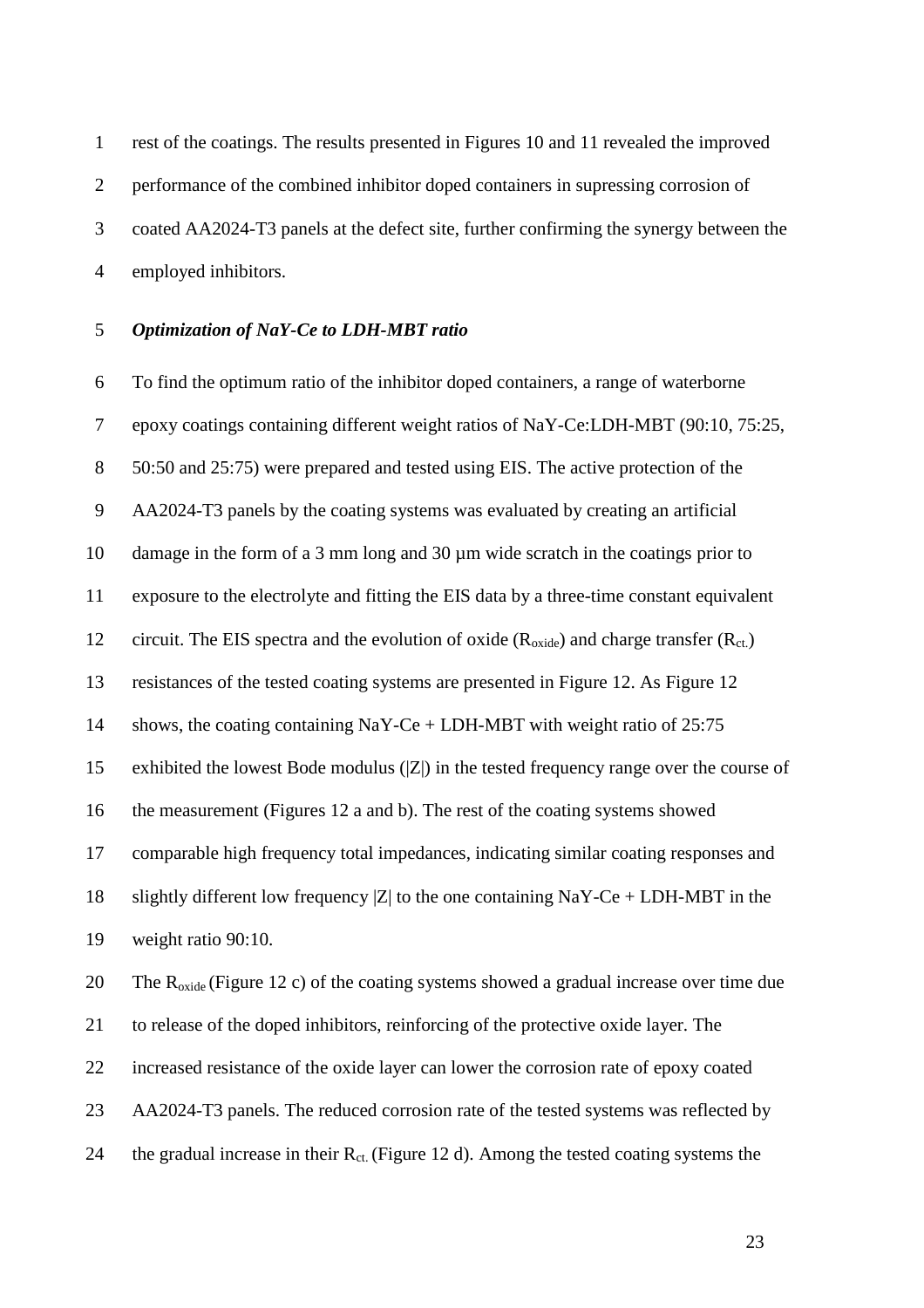rest of the coatings. The results presented in Figures 10 and 11 revealed the improved performance of the combined inhibitor doped containers in supressing corrosion of coated AA2024-T3 panels at the defect site, further confirming the synergy between the employed inhibitors.

### *Optimization of NaY-Ce to LDH-MBT ratio*

To find the optimum ratio of the inhibitor doped containers, a range of waterborne epoxy coatings containing different weight ratios of NaY-Ce:LDH-MBT (90:10, 75:25, 50:50 and 25:75) were prepared and tested using EIS. The active protection of the AA2024-T3 panels by the coating systems was evaluated by creating an artificial damage in the form of a 3 mm long and 30 µm wide scratch in the coatings prior to exposure to the electrolyte and fitting the EIS data by a three-time constant equivalent circuit. The EIS spectra and the evolution of oxide ($R_{oxide}$) and charge transfer ($R_{ct.}$) resistances of the tested coating systems are presented in Figure 12. As Figure 12 shows, the coating containing NaY-Ce + LDH-MBT with weight ratio of 25:75 exhibited the lowest Bode modulus (|Z|) in the tested frequency range over the course of the measurement (Figures 12 a and b). The rest of the coating systems showed comparable high frequency total impedances, indicating similar coating responses and slightly different low frequency |Z| to the one containing NaY-Ce + LDH-MBT in the weight ratio 90:10.

The $R_{oxide}$ (Figure 12 c) of the coating systems showed a gradual increase over time due to release of the doped inhibitors, reinforcing of the protective oxide layer. The increased resistance of the oxide layer can lower the corrosion rate of epoxy coated AA2024-T3 panels. The reduced corrosion rate of the tested systems was reflected by the gradual increase in their $R_{ct.}$ (Figure 12 d). Among the tested coating systems the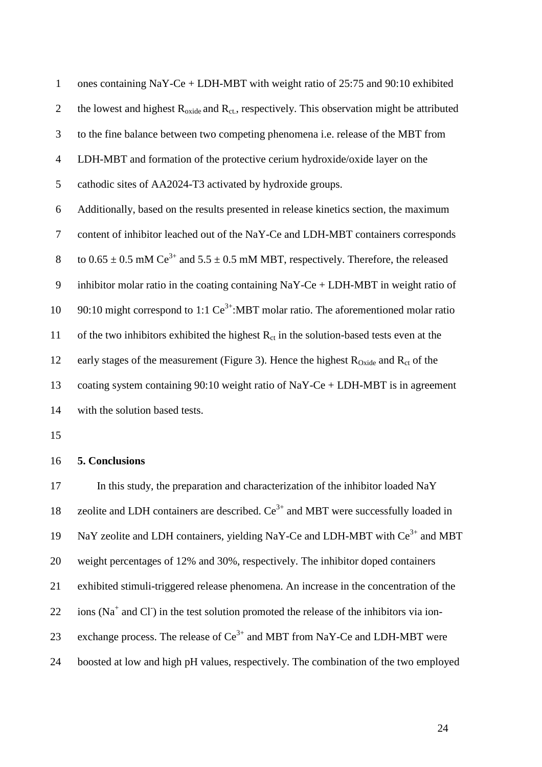ones containing NaY-Ce + LDH-MBT with weight ratio of 25:75 and 90:10 exhibited the lowest and highest $R_{oxide}$ and $R_{ct.}$, respectively. This observation might be attributed to the fine balance between two competing phenomena i.e. release of the MBT from LDH-MBT and formation of the protective cerium hydroxide/oxide layer on the cathodic sites of AA2024-T3 activated by hydroxide groups.

Additionally, based on the results presented in release kinetics section, the maximum content of inhibitor leached out of the NaY-Ce and LDH-MBT containers corresponds to 0.65 ± 0.5 mM $Ce^{3+}$ and 5.5 ± 0.5 mM MBT, respectively. Therefore, the released inhibitor molar ratio in the coating containing NaY-Ce + LDH-MBT in weight ratio of 90:10 might correspond to 1:1 $Ce^{3+}$:MBT molar ratio. The aforementioned molar ratio of the two inhibitors exhibited the highest $R_{ct}$ in the solution-based tests even at the early stages of the measurement (Figure 3). Hence the highest $R_{Oxide}$ and $R_{ct}$ of the coating system containing 90:10 weight ratio of NaY-Ce + LDH-MBT is in agreement with the solution based tests.

## 5. Conclusions

In this study, the preparation and characterization of the inhibitor loaded NaY zeolite and LDH containers are described. $Ce^{3+}$ and MBT were successfully loaded in NaY zeolite and LDH containers, yielding NaY-Ce and LDH-MBT with $Ce^{3+}$ and MBT weight percentages of 12% and 30%, respectively. The inhibitor doped containers exhibited stimuli-triggered release phenomena. An increase in the concentration of the ions ($Na^{+}$ and $Cl^{-}$) in the test solution promoted the release of the inhibitors via ion-exchange process. The release of $Ce^{3+}$ and MBT from NaY-Ce and LDH-MBT were boosted at low and high pH values, respectively. The combination of the two employed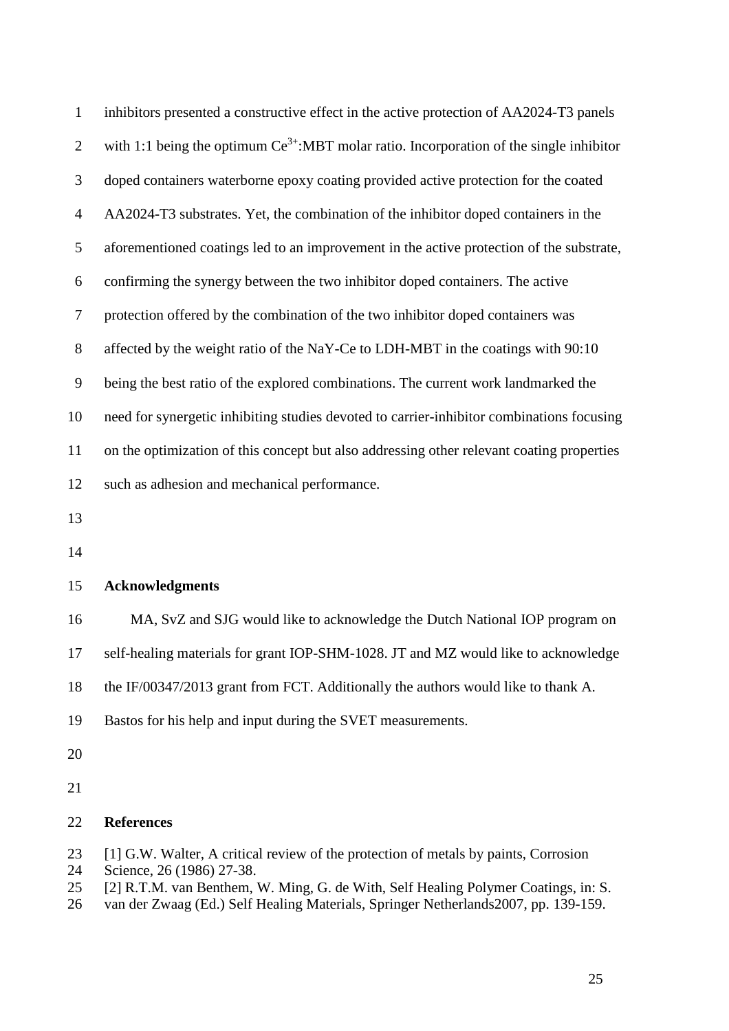inhibitors presented a constructive effect in the active protection of AA2024-T3 panels with 1:1 being the optimum $Ce^{3+}$:MBT molar ratio. Incorporation of the single inhibitor doped containers waterborne epoxy coating provided active protection for the coated AA2024-T3 substrates. Yet, the combination of the inhibitor doped containers in the aforementioned coatings led to an improvement in the active protection of the substrate, confirming the synergy between the two inhibitor doped containers. The active protection offered by the combination of the two inhibitor doped containers was affected by the weight ratio of the NaY-Ce to LDH-MBT in the coatings with 90:10 being the best ratio of the explored combinations. The current work landmarked the need for synergetic inhibiting studies devoted to carrier-inhibitor combinations focusing on the optimization of this concept but also addressing other relevant coating properties such as adhesion and mechanical performance.

## Acknowledgments

MA, SvZ and SJG would like to acknowledge the Dutch National IOP program on self-healing materials for grant IOP-SHM-1028. JT and MZ would like to acknowledge the IF/00347/2013 grant from FCT. Additionally the authors would like to thank A. Bastos for his help and input during the SVET measurements.

## References

[1] G.W. Walter, A critical review of the protection of metals by paints, Corrosion Science, 26 (1986) 27-38.

[2] R.T.M. van Benthem, W. Ming, G. de With, Self Healing Polymer Coatings, in: S. van der Zwaag (Ed.) Self Healing Materials, Springer Netherlands2007, pp. 139-159.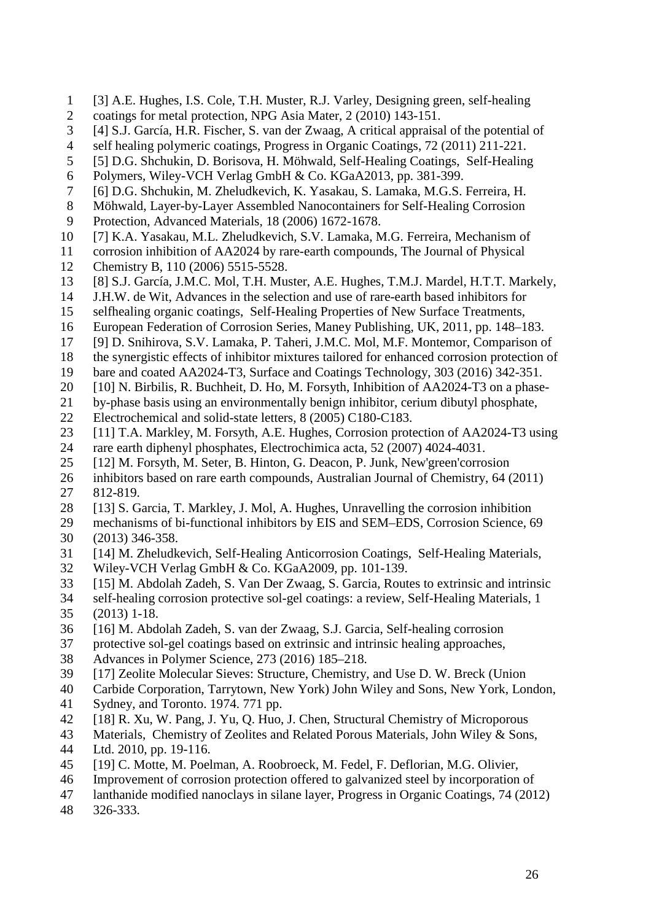[3] A.E. Hughes, I.S. Cole, T.H. Muster, R.J. Varley, Designing green, self-healing coatings for metal protection, NPG Asia Mater, 2 (2010) 143-151.

[4] S.J. García, H.R. Fischer, S. van der Zwaag, A critical appraisal of the potential of self healing polymeric coatings, Progress in Organic Coatings, 72 (2011) 211-221.

[5] D.G. Shchukin, D. Borisova, H. Möhwald, Self-Healing Coatings, Self-Healing Polymers, Wiley-VCH Verlag GmbH & Co. KGaA2013, pp. 381-399.

[6] D.G. Shchukin, M. Zheludkevich, K. Yasakau, S. Lamaka, M.G.S. Ferreira, H. Möhwald, Layer-by-Layer Assembled Nanocontainers for Self-Healing Corrosion Protection, Advanced Materials, 18 (2006) 1672-1678.

[7] K.A. Yasakau, M.L. Zheludkevich, S.V. Lamaka, M.G. Ferreira, Mechanism of corrosion inhibition of AA2024 by rare-earth compounds, The Journal of Physical Chemistry B, 110 (2006) 5515-5528.

[8] S.J. García, J.M.C. Mol, T.H. Muster, A.E. Hughes, T.M.J. Mardel, H.T.T. Markely, J.H.W. de Wit, Advances in the selection and use of rare-earth based inhibitors for selfhealing organic coatings, Self-Healing Properties of New Surface Treatments, European Federation of Corrosion Series, Maney Publishing, UK, 2011, pp. 148–183.

[9] D. Snihirova, S.V. Lamaka, P. Taheri, J.M.C. Mol, M.F. Montemor, Comparison of the synergistic effects of inhibitor mixtures tailored for enhanced corrosion protection of bare and coated AA2024-T3, Surface and Coatings Technology, 303 (2016) 342-351.

[10] N. Birbilis, R. Buchheit, D. Ho, M. Forsyth, Inhibition of AA2024-T3 on a phase-by-phase basis using an environmentally benign inhibitor, cerium dibutyl phosphate, Electrochemical and solid-state letters, 8 (2005) C180-C183.

[11] T.A. Markley, M. Forsyth, A.E. Hughes, Corrosion protection of AA2024-T3 using rare earth diphenyl phosphates, Electrochimica acta, 52 (2007) 4024-4031.

[12] M. Forsyth, M. Seter, B. Hinton, G. Deacon, P. Junk, New'green'corrosion inhibitors based on rare earth compounds, Australian Journal of Chemistry, 64 (2011) 812-819.

[13] S. Garcia, T. Markley, J. Mol, A. Hughes, Unravelling the corrosion inhibition mechanisms of bi-functional inhibitors by EIS and SEM–EDS, Corrosion Science, 69 (2013) 346-358.

[14] M. Zheludkevich, Self-Healing Anticorrosion Coatings, Self-Healing Materials, Wiley-VCH Verlag GmbH & Co. KGaA2009, pp. 101-139.

[15] M. Abdolah Zadeh, S. Van Der Zwaag, S. Garcia, Routes to extrinsic and intrinsic self-healing corrosion protective sol-gel coatings: a review, Self-Healing Materials, 1 (2013) 1-18.

[16] M. Abdolah Zadeh, S. van der Zwaag, S.J. Garcia, Self-healing corrosion protective sol-gel coatings based on extrinsic and intrinsic healing approaches, Advances in Polymer Science, 273 (2016) 185–218.

[17] Zeolite Molecular Sieves: Structure, Chemistry, and Use D. W. Breck (Union Carbide Corporation, Tarrytown, New York) John Wiley and Sons, New York, London, Sydney, and Toronto. 1974. 771 pp.

[18] R. Xu, W. Pang, J. Yu, Q. Huo, J. Chen, Structural Chemistry of Microporous Materials, Chemistry of Zeolites and Related Porous Materials, John Wiley & Sons, Ltd. 2010, pp. 19-116.

[19] C. Motte, M. Poelman, A. Roobroeck, M. Fedel, F. Deflorian, M.G. Olivier, Improvement of corrosion protection offered to galvanized steel by incorporation of lanthanide modified nanoclays in silane layer, Progress in Organic Coatings, 74 (2012) 326-333.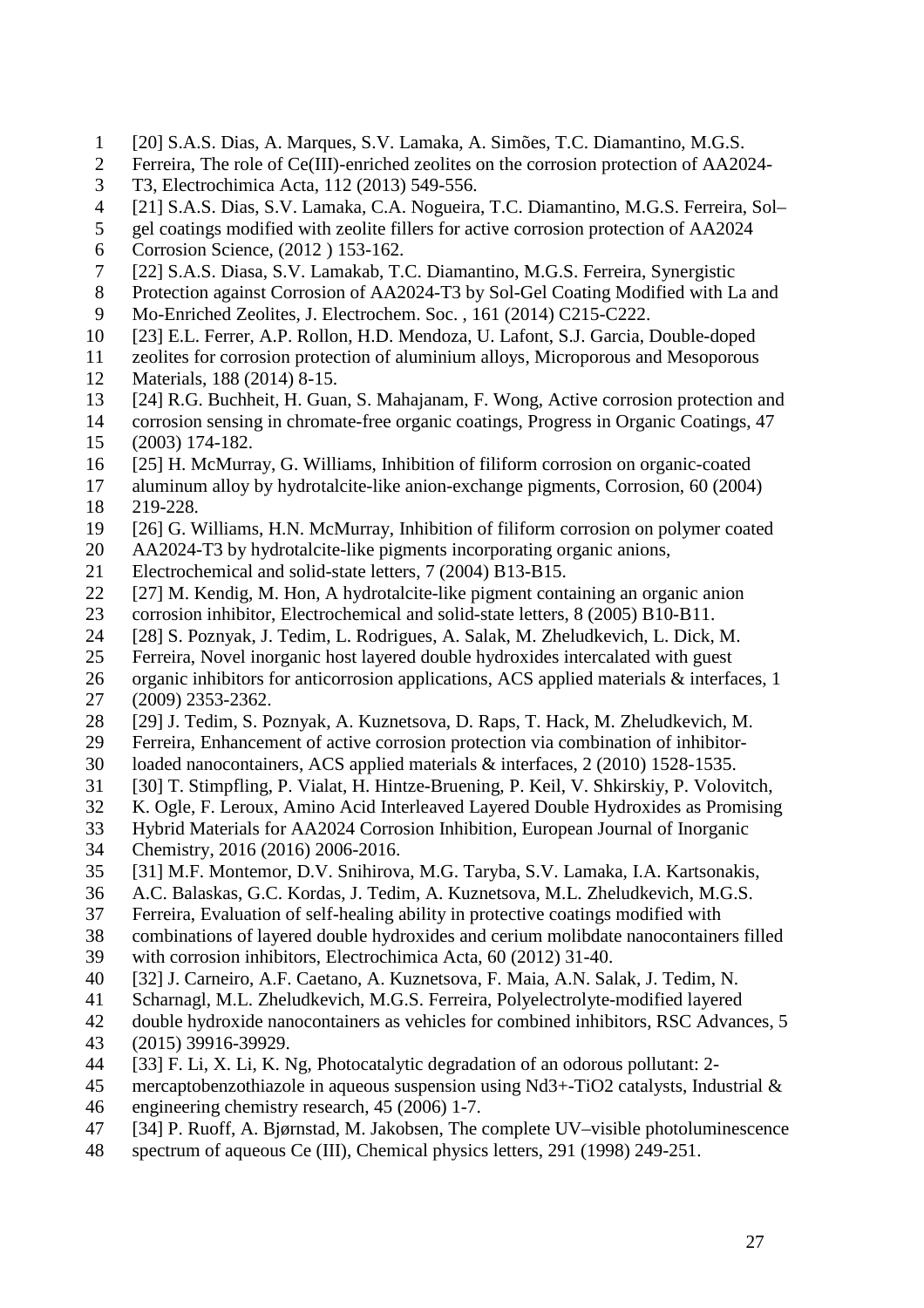[20] S.A.S. Dias, A. Marques, S.V. Lamaka, A. Simões, T.C. Diamantino, M.G.S. Ferreira, The role of Ce(III)-enriched zeolites on the corrosion protection of AA2024-T3, Electrochimica Acta, 112 (2013) 549-556.

[21] S.A.S. Dias, S.V. Lamaka, C.A. Nogueira, T.C. Diamantino, M.G.S. Ferreira, Sol–gel coatings modified with zeolite fillers for active corrosion protection of AA2024 Corrosion Science, (2012 ) 153-162.

[22] S.A.S. Diasa, S.V. Lamakab, T.C. Diamantino, M.G.S. Ferreira, Synergistic Protection against Corrosion of AA2024-T3 by Sol-Gel Coating Modified with La and Mo-Enriched Zeolites, J. Electrochem. Soc. , 161 (2014) C215-C222.

[23] E.L. Ferrer, A.P. Rollon, H.D. Mendoza, U. Lafont, S.J. Garcia, Double-doped zeolites for corrosion protection of aluminium alloys, Microporous and Mesoporous Materials, 188 (2014) 8-15.

[24] R.G. Buchheit, H. Guan, S. Mahajanam, F. Wong, Active corrosion protection and corrosion sensing in chromate-free organic coatings, Progress in Organic Coatings, 47 (2003) 174-182.

[25] H. McMurray, G. Williams, Inhibition of filiform corrosion on organic-coated aluminum alloy by hydrotalcite-like anion-exchange pigments, Corrosion, 60 (2004) 219-228.

[26] G. Williams, H.N. McMurray, Inhibition of filiform corrosion on polymer coated AA2024-T3 by hydrotalcite-like pigments incorporating organic anions, Electrochemical and solid-state letters, 7 (2004) B13-B15.

[27] M. Kendig, M. Hon, A hydrotalcite-like pigment containing an organic anion corrosion inhibitor, Electrochemical and solid-state letters, 8 (2005) B10-B11.

[28] S. Poznyak, J. Tedim, L. Rodrigues, A. Salak, M. Zheludkevich, L. Dick, M. Ferreira, Novel inorganic host layered double hydroxides intercalated with guest organic inhibitors for anticorrosion applications, ACS applied materials & interfaces, 1 (2009) 2353-2362.

[29] J. Tedim, S. Poznyak, A. Kuznetsova, D. Raps, T. Hack, M. Zheludkevich, M. Ferreira, Enhancement of active corrosion protection via combination of inhibitor-loaded nanocontainers, ACS applied materials & interfaces, 2 (2010) 1528-1535.

[30] T. Stimpfling, P. Vialat, H. Hintze-Bruening, P. Keil, V. Shkirskiy, P. Volovitch, K. Ogle, F. Leroux, Amino Acid Interleaved Layered Double Hydroxides as Promising Hybrid Materials for AA2024 Corrosion Inhibition, European Journal of Inorganic Chemistry, 2016 (2016) 2006-2016.

[31] M.F. Montemor, D.V. Snihirova, M.G. Taryba, S.V. Lamaka, I.A. Kartsonakis, A.C. Balaskas, G.C. Kordas, J. Tedim, A. Kuznetsova, M.L. Zheludkevich, M.G.S. Ferreira, Evaluation of self-healing ability in protective coatings modified with combinations of layered double hydroxides and cerium molibdate nanocontainers filled with corrosion inhibitors, Electrochimica Acta, 60 (2012) 31-40.

[32] J. Carneiro, A.F. Caetano, A. Kuznetsova, F. Maia, A.N. Salak, J. Tedim, N. Scharnagl, M.L. Zheludkevich, M.G.S. Ferreira, Polyelectrolyte-modified layered double hydroxide nanocontainers as vehicles for combined inhibitors, RSC Advances, 5 (2015) 39916-39929.

[33] F. Li, X. Li, K. Ng, Photocatalytic degradation of an odorous pollutant: 2-mercaptobenzothiazole in aqueous suspension using $Nd^{3+}$-$TiO_2$ catalysts, Industrial & engineering chemistry research, 45 (2006) 1-7.

[34] P. Ruoff, A. Bjørnstad, M. Jakobsen, The complete UV–visible photoluminescence spectrum of aqueous Ce (III), Chemical physics letters, 291 (1998) 249-251.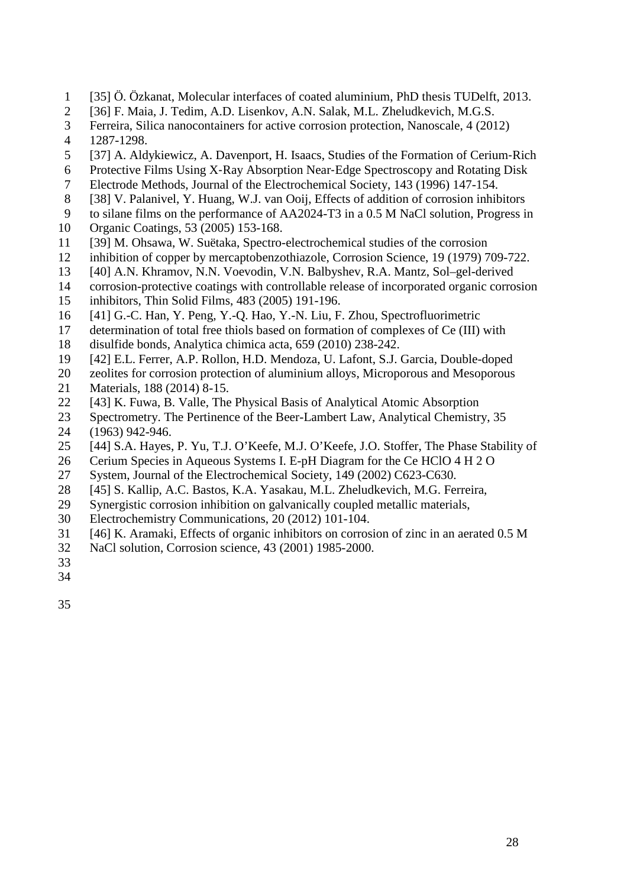[35] Ö. Özkanat, Molecular interfaces of coated aluminium, PhD thesis TUDelft, 2013.

[36] F. Maia, J. Tedim, A.D. Lisenkov, A.N. Salak, M.L. Zheludkevich, M.G.S. Ferreira, Silica nanocontainers for active corrosion protection, Nanoscale, 4 (2012) 1287-1298.

[37] A. Aldykiewicz, A. Davenport, H. Isaacs, Studies of the Formation of Cerium-Rich Protective Films Using X-Ray Absorption Near-Edge Spectroscopy and Rotating Disk Electrode Methods, Journal of the Electrochemical Society, 143 (1996) 147-154.

[38] V. Palanivel, Y. Huang, W.J. van Ooij, Effects of addition of corrosion inhibitors to silane films on the performance of AA2024-T3 in a 0.5 M NaCl solution, Progress in Organic Coatings, 53 (2005) 153-168.

[39] M. Ohsawa, W. Suëtaka, Spectro-electrochemical studies of the corrosion inhibition of copper by mercaptobenzothiazole, Corrosion Science, 19 (1979) 709-722.

[40] A.N. Khramov, N.N. Voevodin, V.N. Balbyshev, R.A. Mantz, Sol–gel-derived corrosion-protective coatings with controllable release of incorporated organic corrosion inhibitors, Thin Solid Films, 483 (2005) 191-196.

[41] G.-C. Han, Y. Peng, Y.-Q. Hao, Y.-N. Liu, F. Zhou, Spectrofluorimetric determination of total free thiols based on formation of complexes of Ce (III) with disulfide bonds, Analytica chimica acta, 659 (2010) 238-242.

[42] E.L. Ferrer, A.P. Rollon, H.D. Mendoza, U. Lafont, S.J. Garcia, Double-doped zeolites for corrosion protection of aluminium alloys, Microporous and Mesoporous Materials, 188 (2014) 8-15.

[43] K. Fuwa, B. Valle, The Physical Basis of Analytical Atomic Absorption Spectrometry. The Pertinence of the Beer-Lambert Law, Analytical Chemistry, 35 (1963) 942-946.

[44] S.A. Hayes, P. Yu, T.J. O'Keefe, M.J. O'Keefe, J.O. Stoffer, The Phase Stability of Cerium Species in Aqueous Systems I. E-pH Diagram for the Ce HClO 4 H 2 O System, Journal of the Electrochemical Society, 149 (2002) C623-C630.

[45] S. Kallip, A.C. Bastos, K.A. Yasakau, M.L. Zheludkevich, M.G. Ferreira, Synergistic corrosion inhibition on galvanically coupled metallic materials, Electrochemistry Communications, 20 (2012) 101-104.

[46] K. Aramaki, Effects of organic inhibitors on corrosion of zinc in an aerated 0.5 M NaCl solution, Corrosion science, 43 (2001) 1985-2000.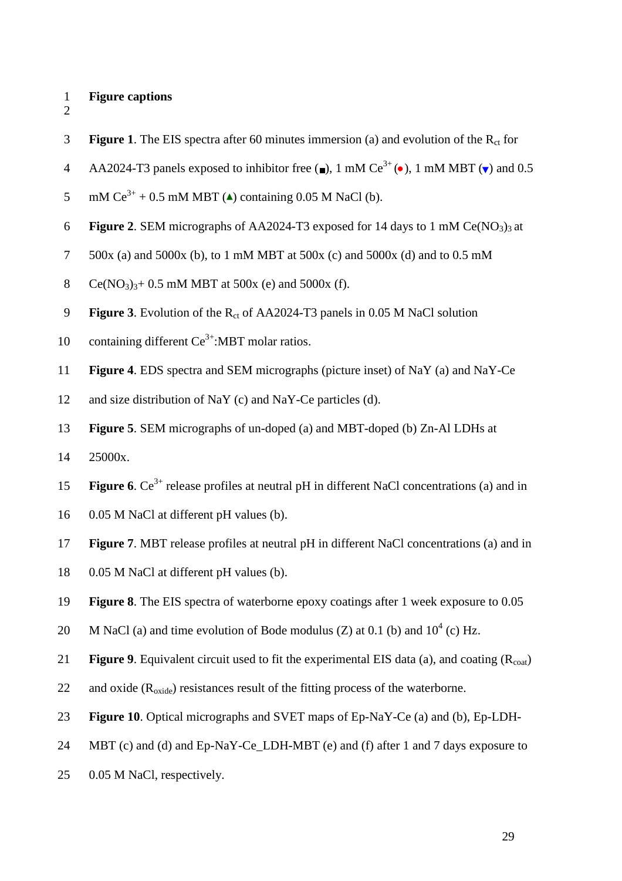## Figure captions

**Figure 1**. The EIS spectra after 60 minutes immersion (a) and evolution of the $R_{ct}$ for AA2024-T3 panels exposed to inhibitor free (■), 1 mM $Ce^{3+}$ (●), 1 mM MBT (▼) and 0.5 mM $Ce^{3+}$ + 0.5 mM MBT (▲) containing 0.05 M NaCl (b).

**Figure 2**. SEM micrographs of AA2024-T3 exposed for 14 days to 1 mM $Ce(NO_3)_3$ at 500x (a) and 5000x (b), to 1 mM MBT at 500x (c) and 5000x (d) and to 0.5 mM $Ce(NO_3)_3$+ 0.5 mM MBT at 500x (e) and 5000x (f).

**Figure 3**. Evolution of the $R_{ct}$ of AA2024-T3 panels in 0.05 M NaCl solution containing different $Ce^{3+}$:MBT molar ratios.

**Figure 4**. EDS spectra and SEM micrographs (picture inset) of NaY (a) and NaY-Ce and size distribution of NaY (c) and NaY-Ce particles (d).

**Figure 5**. SEM micrographs of un-doped (a) and MBT-doped (b) Zn-Al LDHs at 25000x.

**Figure 6**. $Ce^{3+}$ release profiles at neutral pH in different NaCl concentrations (a) and in 0.05 M NaCl at different pH values (b).

**Figure 7**. MBT release profiles at neutral pH in different NaCl concentrations (a) and in 0.05 M NaCl at different pH values (b).

**Figure 8**. The EIS spectra of waterborne epoxy coatings after 1 week exposure to 0.05 M NaCl (a) and time evolution of Bode modulus (Z) at 0.1 (b) and $10^4$ (c) Hz.

**Figure 9**. Equivalent circuit used to fit the experimental EIS data (a), and coating ($R_{coat}$) and oxide ($R_{oxide}$) resistances result of the fitting process of the waterborne.

**Figure 10**. Optical micrographs and SVET maps of Ep-NaY-Ce (a) and (b), Ep-LDH-MBT (c) and (d) and Ep-NaY-Ce_LDH-MBT (e) and (f) after 1 and 7 days exposure to 0.05 M NaCl, respectively.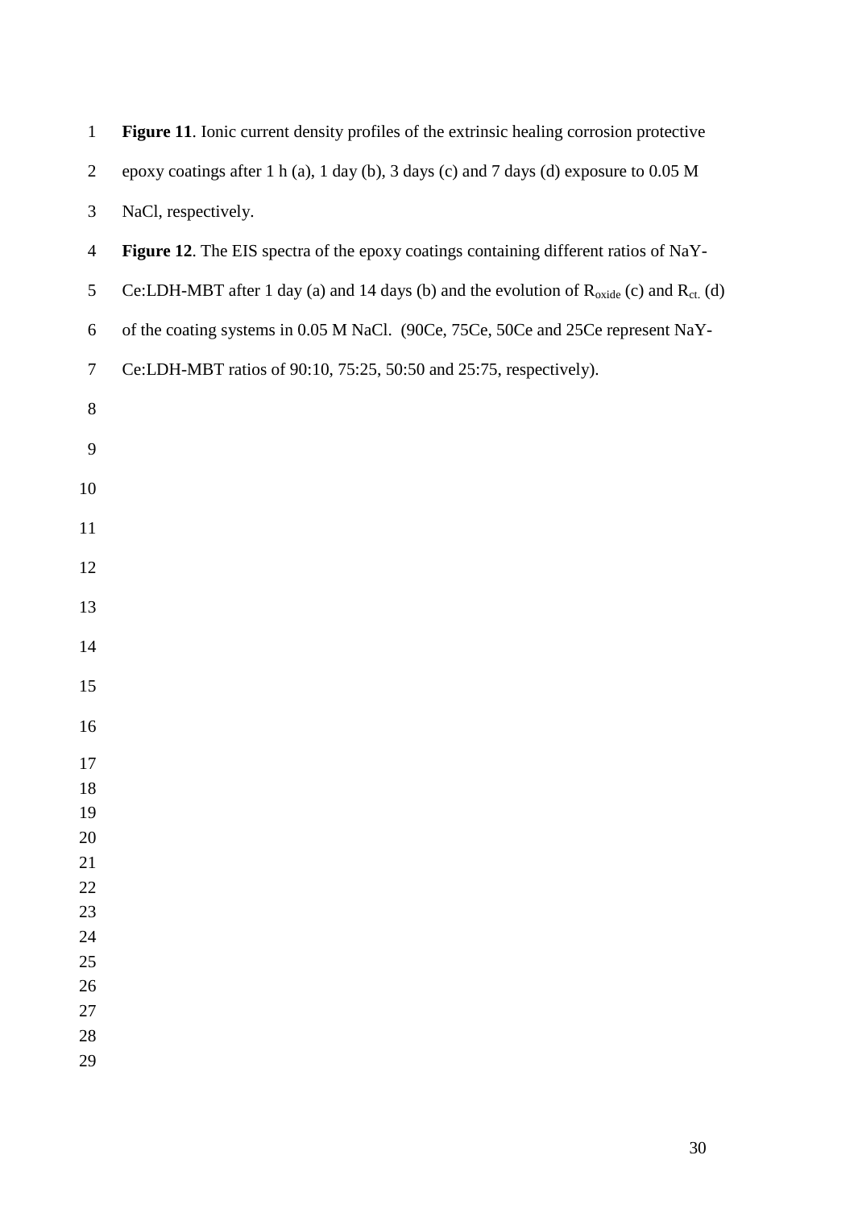**Figure 11**. Ionic current density profiles of the extrinsic healing corrosion protective epoxy coatings after 1 h (a), 1 day (b), 3 days (c) and 7 days (d) exposure to 0.05 M NaCl, respectively.

**Figure 12**. The EIS spectra of the epoxy coatings containing different ratios of NaY-Ce:LDH-MBT after 1 day (a) and 14 days (b) and the evolution of $R_{oxide}$ (c) and $R_{ct.}$ (d) of the coating systems in 0.05 M NaCl. (90Ce, 75Ce, 50Ce and 25Ce represent NaY-Ce:LDH-MBT ratios of 90:10, 75:25, 50:50 and 25:75, respectively).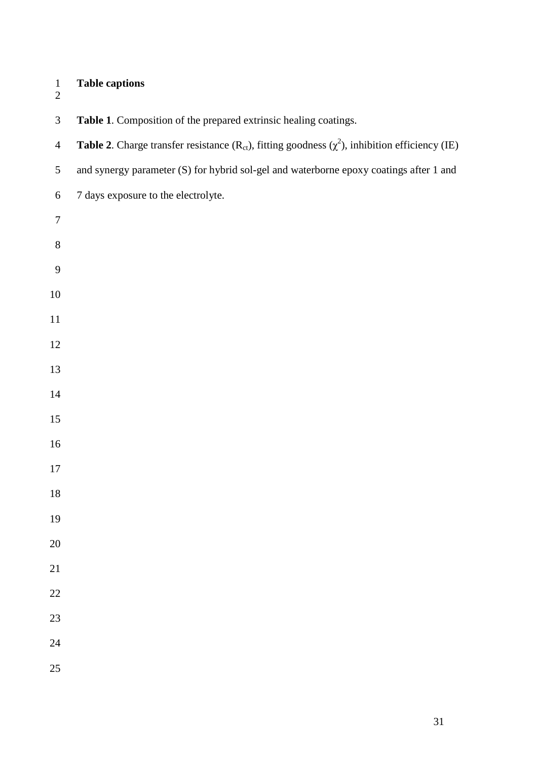**Table captions**

**Table 1**. Composition of the prepared extrinsic healing coatings.

**Table 2**. Charge transfer resistance ($R_{ct}$), fitting goodness ($\chi^2$), inhibition efficiency (IE) and synergy parameter (S) for hybrid sol-gel and waterborne epoxy coatings after 1 and 7 days exposure to the electrolyte.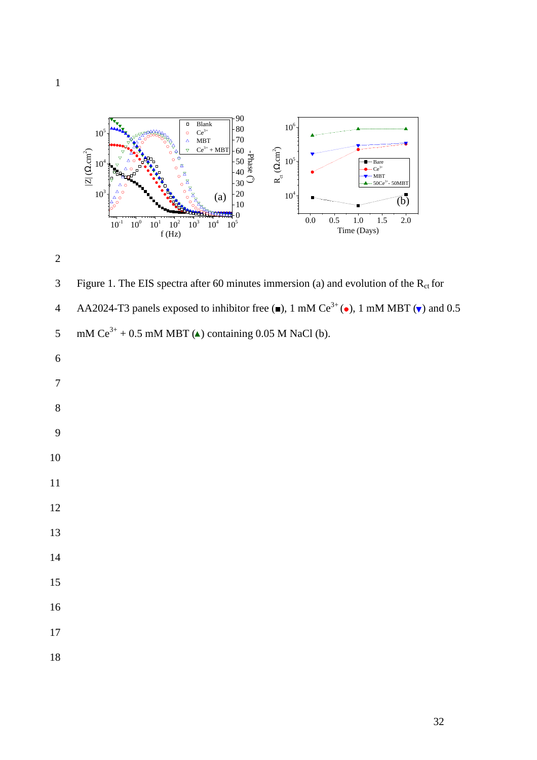Figure 1. The EIS spectra after 60 minutes immersion (a) and evolution of the $R_{ct}$ for AA2024-T3 panels exposed to inhibitor free (■), 1 mM $Ce^{3+}$ (●), 1 mM MBT (▼) and 0.5 mM $Ce^{3+}$ + 0.5 mM MBT (▲) containing 0.05 M NaCl (b).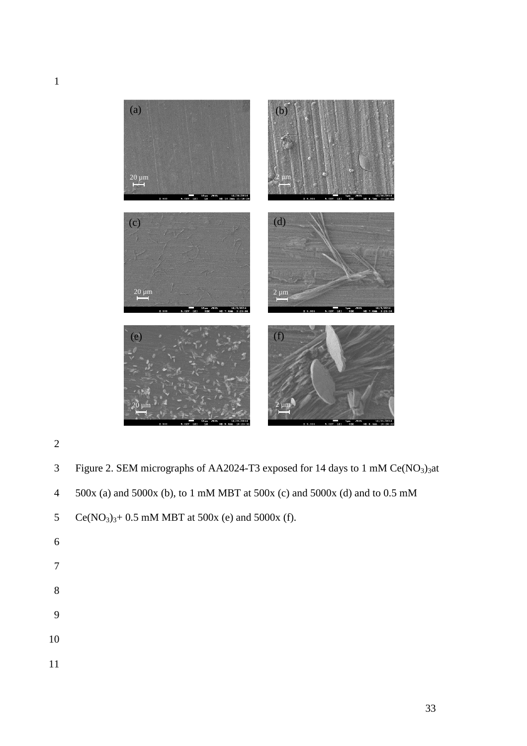Figure 2. SEM micrographs of AA2024-T3 exposed for 14 days to 1 mM $Ce(NO_3)_3$ at 500x (a) and 5000x (b), to 1 mM MBT at 500x (c) and 5000x (d) and to 0.5 mM $Ce(NO_3)_3$+ 0.5 mM MBT at 500x (e) and 5000x (f).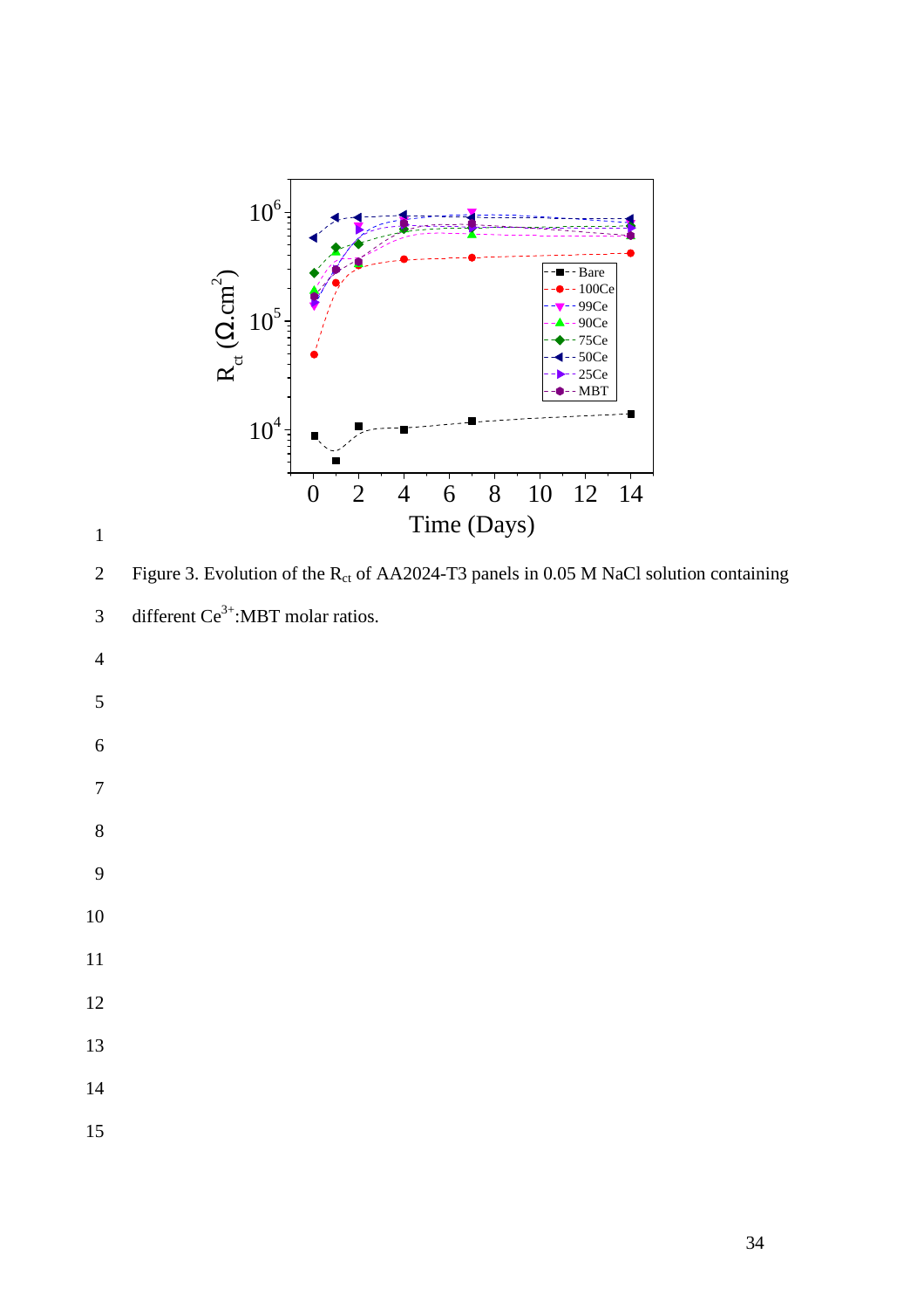Figure 3. Evolution of the $R_{ct}$ of AA2024-T3 panels in 0.05 M NaCl solution containing different $Ce^{3+}$:MBT molar ratios.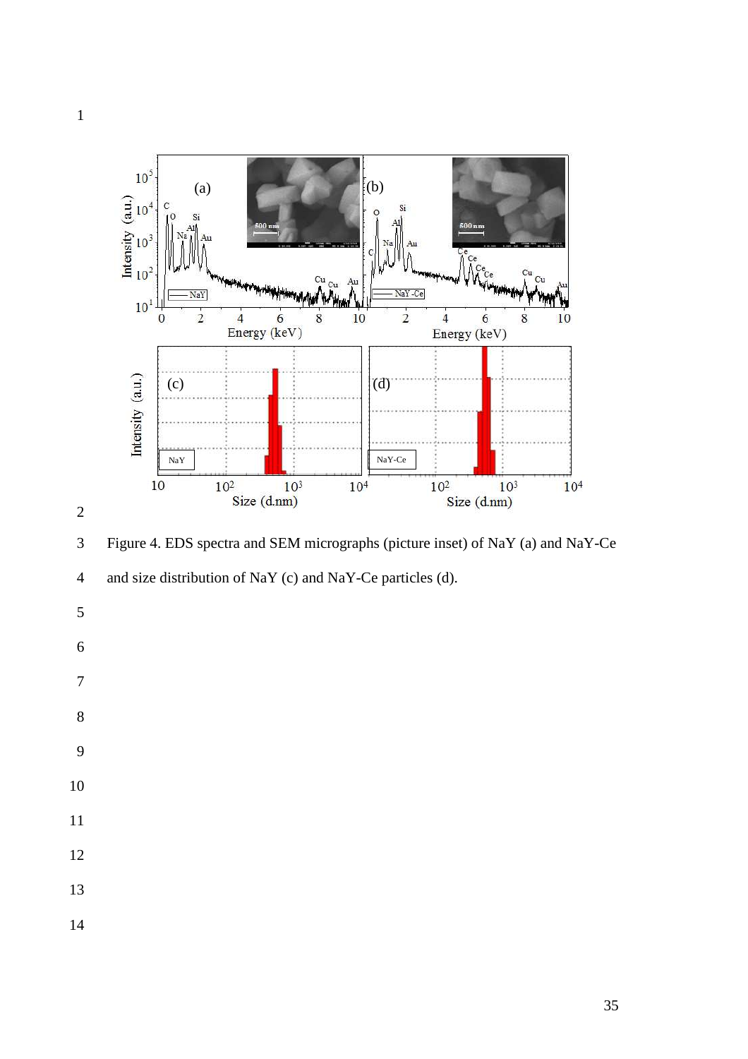Figure 4. EDS spectra and SEM micrographs (picture inset) of NaY (a) and NaY-Ce and size distribution of NaY (c) and NaY-Ce particles (d).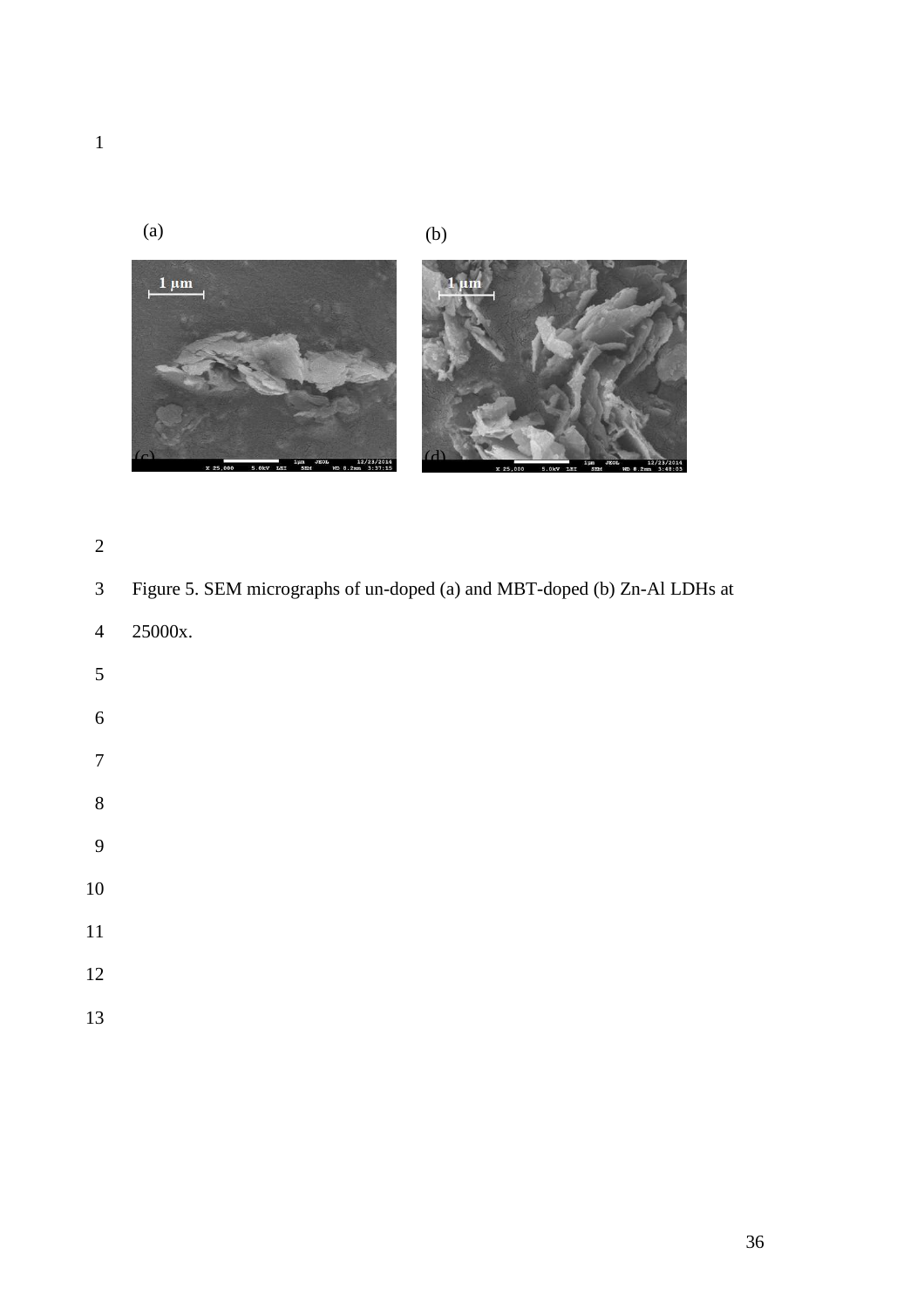(a) (b)

Figure 5. SEM micrographs of un-doped (a) and MBT-doped (b) Zn-Al LDHs at 25000x.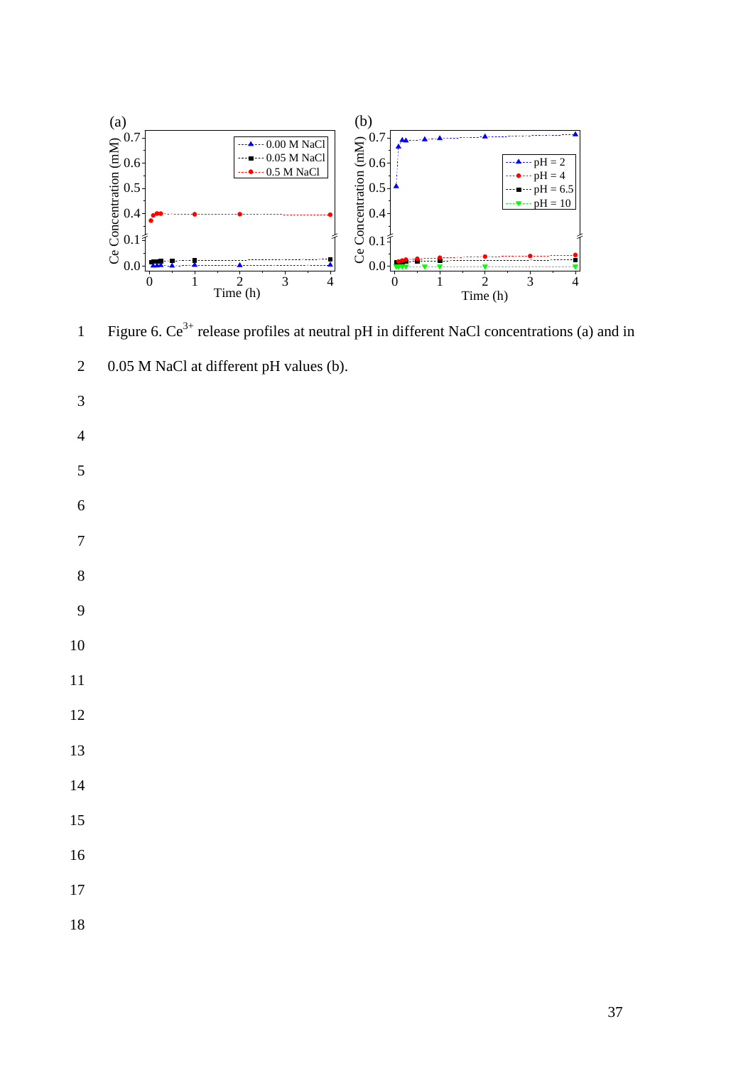Figure 6. $Ce^{3+}$ release profiles at neutral pH in different NaCl concentrations (a) and in 0.05 M NaCl at different pH values (b).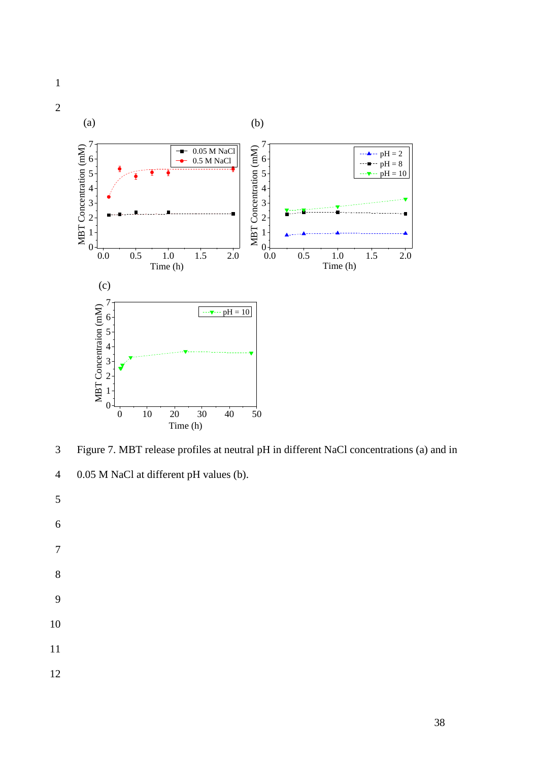Figure 7. MBT release profiles at neutral pH in different NaCl concentrations (a) and in 0.05 M NaCl at different pH values (b).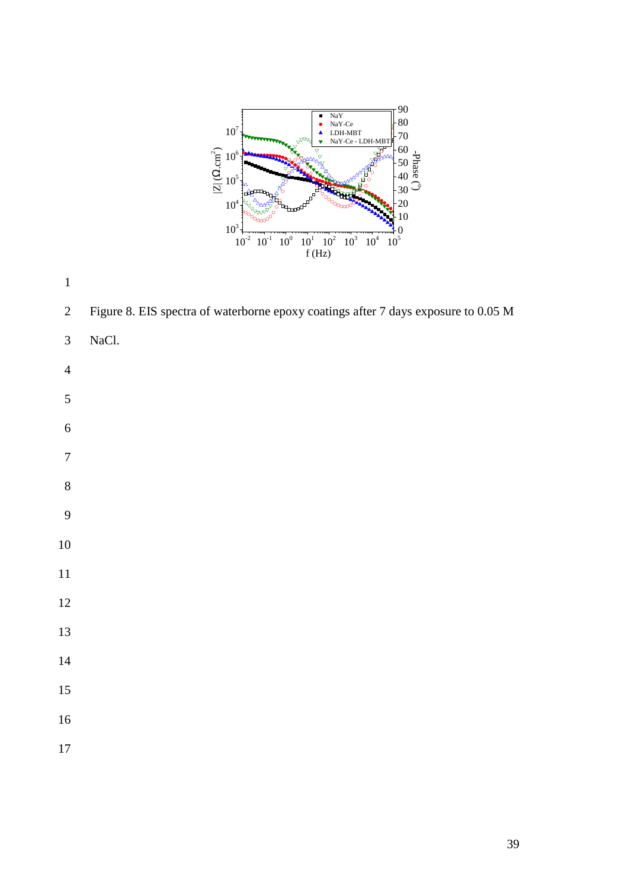Figure 8. EIS spectra of waterborne epoxy coatings after 7 days exposure to 0.05 M NaCl.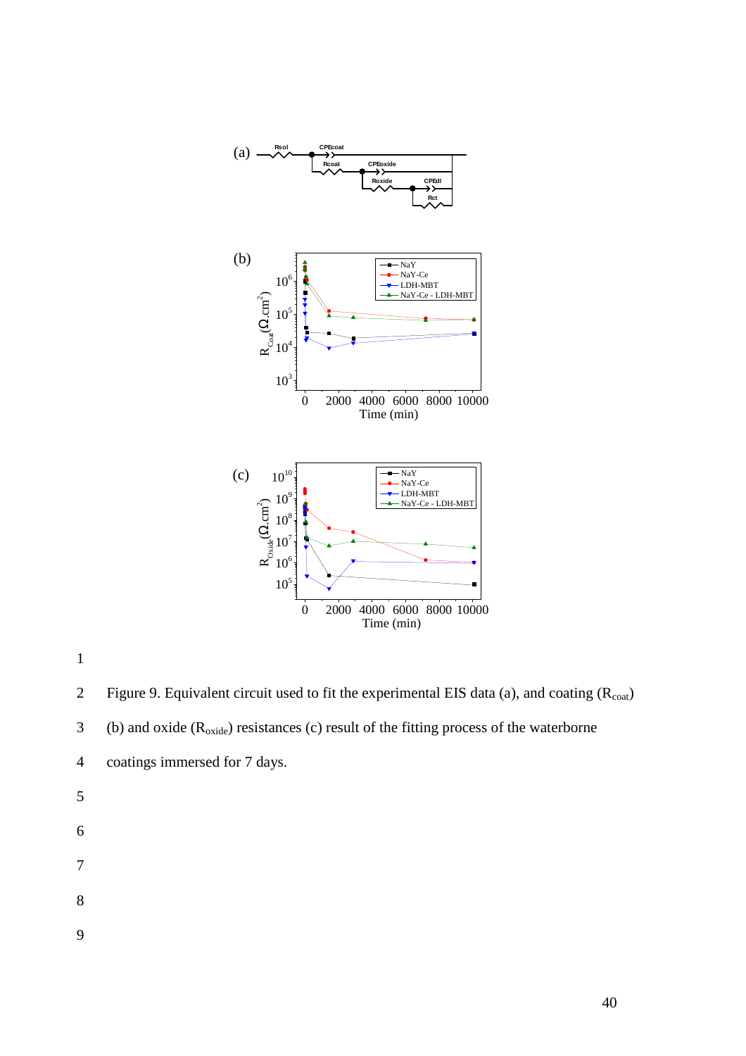Figure 9. Equivalent circuit used to fit the experimental EIS data (a), and coating ($R_{coat}$) (b) and oxide ($R_{oxide}$) resistances (c) result of the fitting process of the waterborne coatings immersed for 7 days.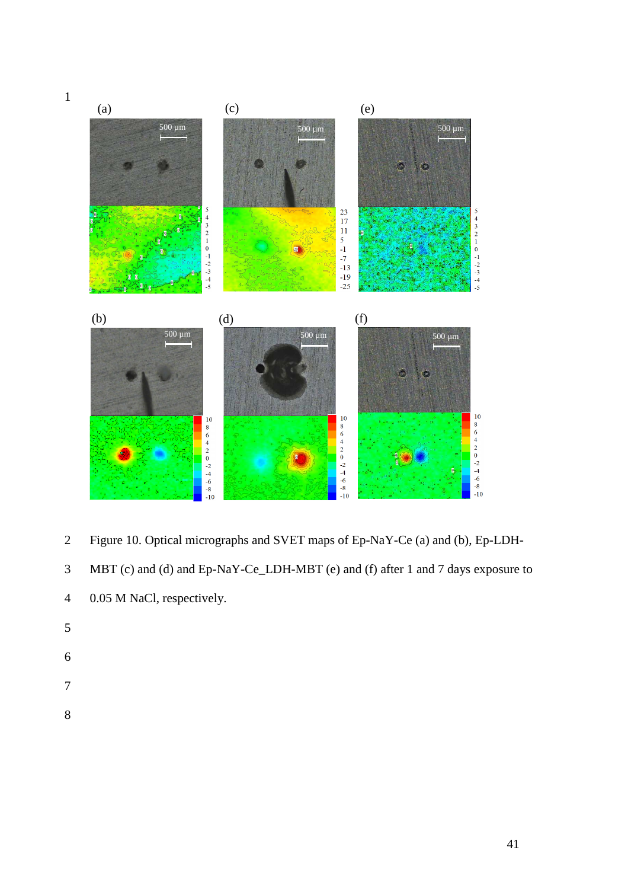Figure 10. Optical micrographs and SVET maps of Ep-NaY-Ce (a) and (b), Ep-LDH-MBT (c) and (d) and Ep-NaY-Ce_LDH-MBT (e) and (f) after 1 and 7 days exposure to 0.05 M NaCl, respectively.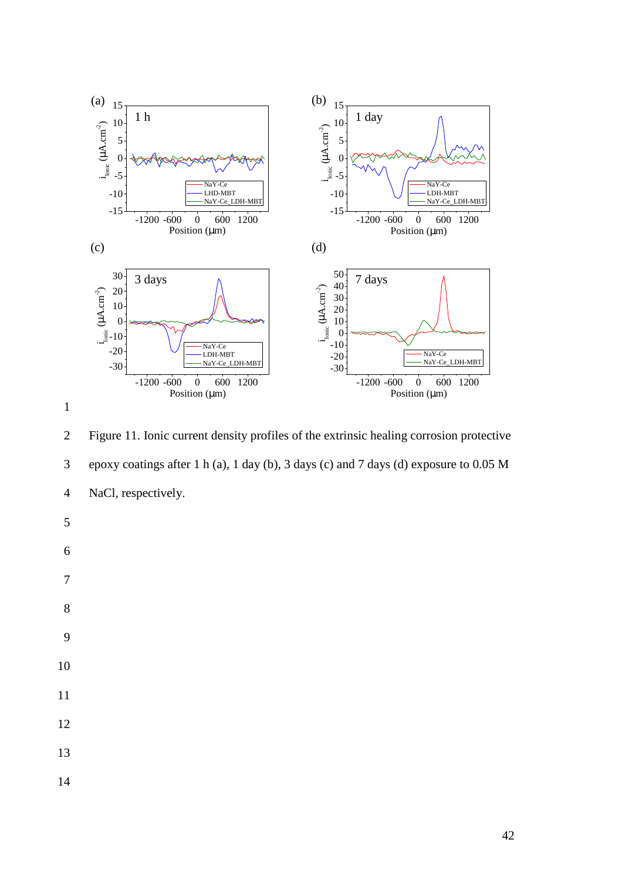Figure 11. Ionic current density profiles of the extrinsic healing corrosion protective epoxy coatings after 1 h (a), 1 day (b), 3 days (c) and 7 days (d) exposure to 0.05 M NaCl, respectively.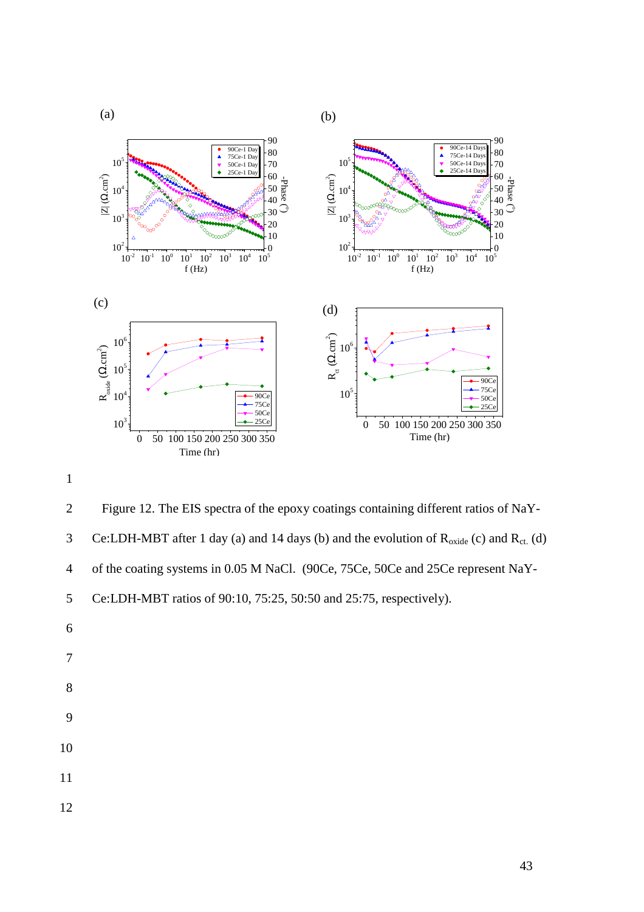Figure 12. The EIS spectra of the epoxy coatings containing different ratios of NaY-Ce:LDH-MBT after 1 day (a) and 14 days (b) and the evolution of $R_{oxide}$ (c) and $R_{ct.}$ (d) of the coating systems in 0.05 M NaCl. (90Ce, 75Ce, 50Ce and 25Ce represent NaY-Ce:LDH-MBT ratios of 90:10, 75:25, 50:50 and 25:75, respectively).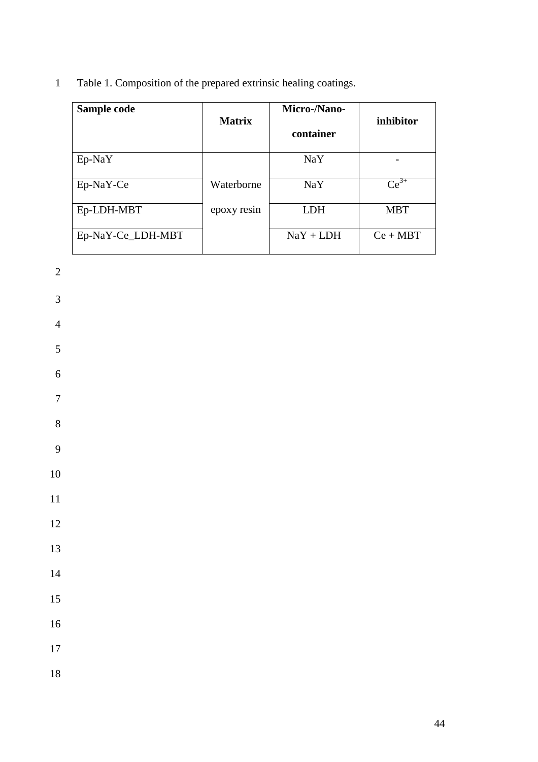Table 1. Composition of the prepared extrinsic healing coatings.

| **Sample code** | **Matrix** | **Micro-/Nano-container** | **inhibitor** |
|---|---|---|---|
| Ep-NaY | Waterborne epoxy resin | NaY | - |
| Ep-NaY-Ce | | NaY | $Ce^{3+}$ |
| Ep-LDH-MBT | | LDH | MBT |
| Ep-NaY-Ce_LDH-MBT | | NaY + LDH | Ce + MBT |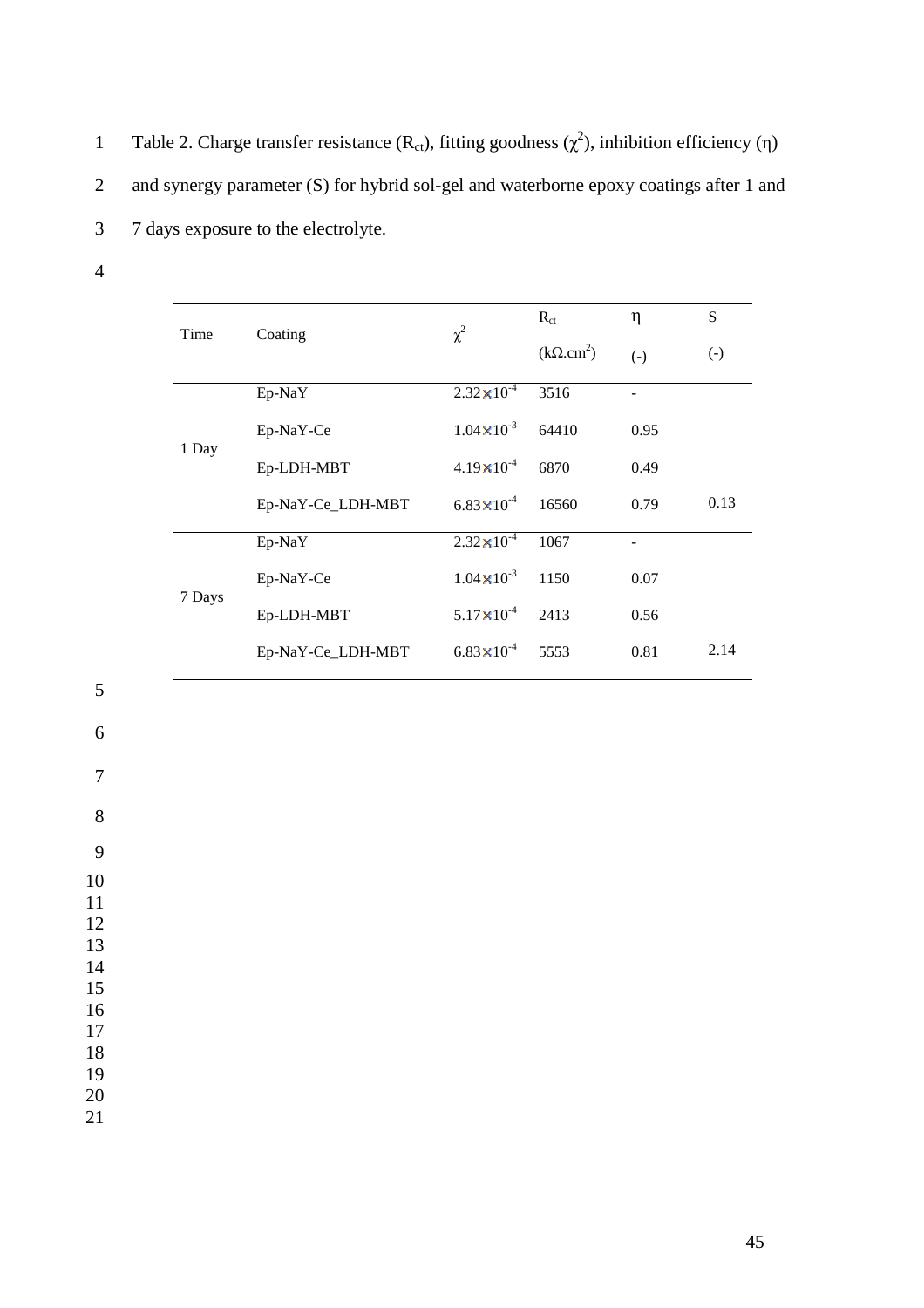Table 2. Charge transfer resistance ($R_{ct}$), fitting goodness ($\chi^2$), inhibition efficiency ($\eta$) and synergy parameter (S) for hybrid sol-gel and waterborne epoxy coatings after 1 and 7 days exposure to the electrolyte.

| Time | Coating | $\chi^2$ | $R_{ct}$ ($k\Omega.cm^2$) | $\eta$ (-) | S (-) |
|---|---|---|---|---|---|
| 1 Day | Ep-NaY | $2.32\times10^{-4}$ | 3516 | - | |
| | Ep-NaY-Ce | $1.04\times10^{-3}$ | 64410 | 0.95 | |
| | Ep-LDH-MBT | $4.19\times10^{-4}$ | 6870 | 0.49 | |
| | Ep-NaY-Ce_LDH-MBT | $6.83\times10^{-4}$ | 16560 | 0.79 | 0.13 |
| 7 Days | Ep-NaY | $2.32\times10^{-4}$ | 1067 | - | |
| | Ep-NaY-Ce | $1.04\times10^{-3}$ | 1150 | 0.07 | |
| | Ep-LDH-MBT | $5.17\times10^{-4}$ | 2413 | 0.56 | |
| | Ep-NaY-Ce_LDH-MBT | $6.83\times10^{-4}$ | 5553 | 0.81 | 2.14 |